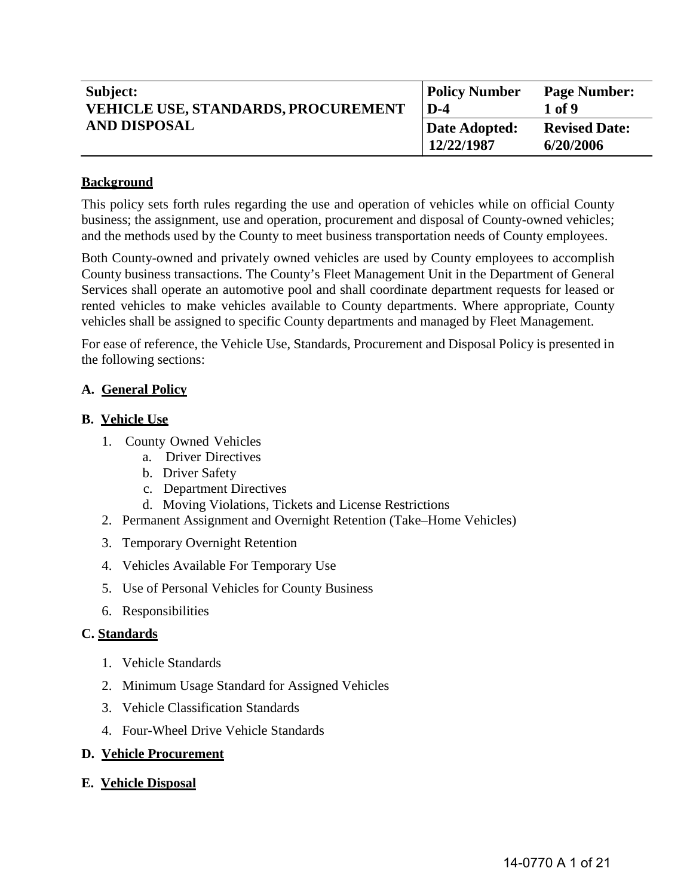| Subject: VEHICLE USE, STANDARDS, PROCUREMENT AND DISPOSAL | Policy Number D-4 | Page Number: 1 of 9 |
| --- | --- | --- |
| | Date Adopted: 12/22/1987 | Revised Date: 6/20/2006 |

## Background

This policy sets forth rules regarding the use and operation of vehicles while on official County business; the assignment, use and operation, procurement and disposal of County-owned vehicles; and the methods used by the County to meet business transportation needs of County employees.

Both County-owned and privately owned vehicles are used by County employees to accomplish County business transactions. The County's Fleet Management Unit in the Department of General Services shall operate an automotive pool and shall coordinate department requests for leased or rented vehicles to make vehicles available to County departments. Where appropriate, County vehicles shall be assigned to specific County departments and managed by Fleet Management.

For ease of reference, the Vehicle Use, Standards, Procurement and Disposal Policy is presented in the following sections:

**A. General Policy**

**B. Vehicle Use**

1. County Owned Vehicles
   a. Driver Directives
   b. Driver Safety
   c. Department Directives
   d. Moving Violations, Tickets and License Restrictions
2. Permanent Assignment and Overnight Retention (Take–Home Vehicles)
3. Temporary Overnight Retention
4. Vehicles Available For Temporary Use
5. Use of Personal Vehicles for County Business
6. Responsibilities

**C. Standards**

1. Vehicle Standards
2. Minimum Usage Standard for Assigned Vehicles
3. Vehicle Classification Standards
4. Four-Wheel Drive Vehicle Standards

**D. Vehicle Procurement**

**E. Vehicle Disposal**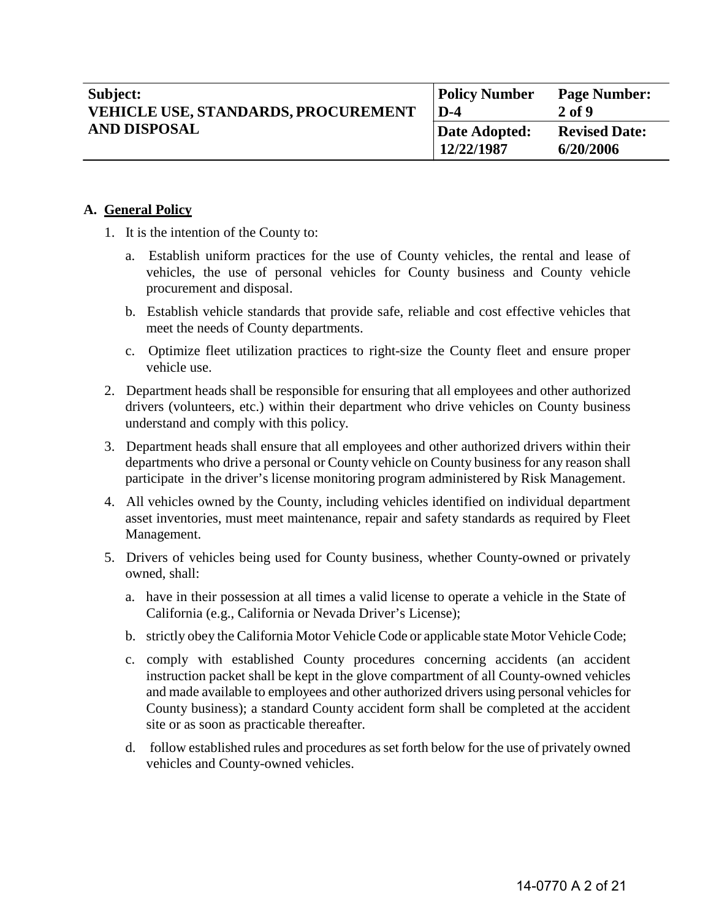| Subject: VEHICLE USE, STANDARDS, PROCUREMENT AND DISPOSAL | Policy Number D-4 | Page Number: 2 of 9 |
|---|---|---|
| | Date Adopted: 12/22/1987 | Revised Date: 6/20/2006 |

**A. General Policy**

1. It is the intention of the County to:

   a. Establish uniform practices for the use of County vehicles, the rental and lease of vehicles, the use of personal vehicles for County business and County vehicle procurement and disposal.

   b. Establish vehicle standards that provide safe, reliable and cost effective vehicles that meet the needs of County departments.

   c. Optimize fleet utilization practices to right-size the County fleet and ensure proper vehicle use.

2. Department heads shall be responsible for ensuring that all employees and other authorized drivers (volunteers, etc.) within their department who drive vehicles on County business understand and comply with this policy.

3. Department heads shall ensure that all employees and other authorized drivers within their departments who drive a personal or County vehicle on County business for any reason shall participate in the driver's license monitoring program administered by Risk Management.

4. All vehicles owned by the County, including vehicles identified on individual department asset inventories, must meet maintenance, repair and safety standards as required by Fleet Management.

5. Drivers of vehicles being used for County business, whether County-owned or privately owned, shall:

   a. have in their possession at all times a valid license to operate a vehicle in the State of California (e.g., California or Nevada Driver's License);

   b. strictly obey the California Motor Vehicle Code or applicable state Motor Vehicle Code;

   c. comply with established County procedures concerning accidents (an accident instruction packet shall be kept in the glove compartment of all County-owned vehicles and made available to employees and other authorized drivers using personal vehicles for County business); a standard County accident form shall be completed at the accident site or as soon as practicable thereafter.

   d. follow established rules and procedures as set forth below for the use of privately owned vehicles and County-owned vehicles.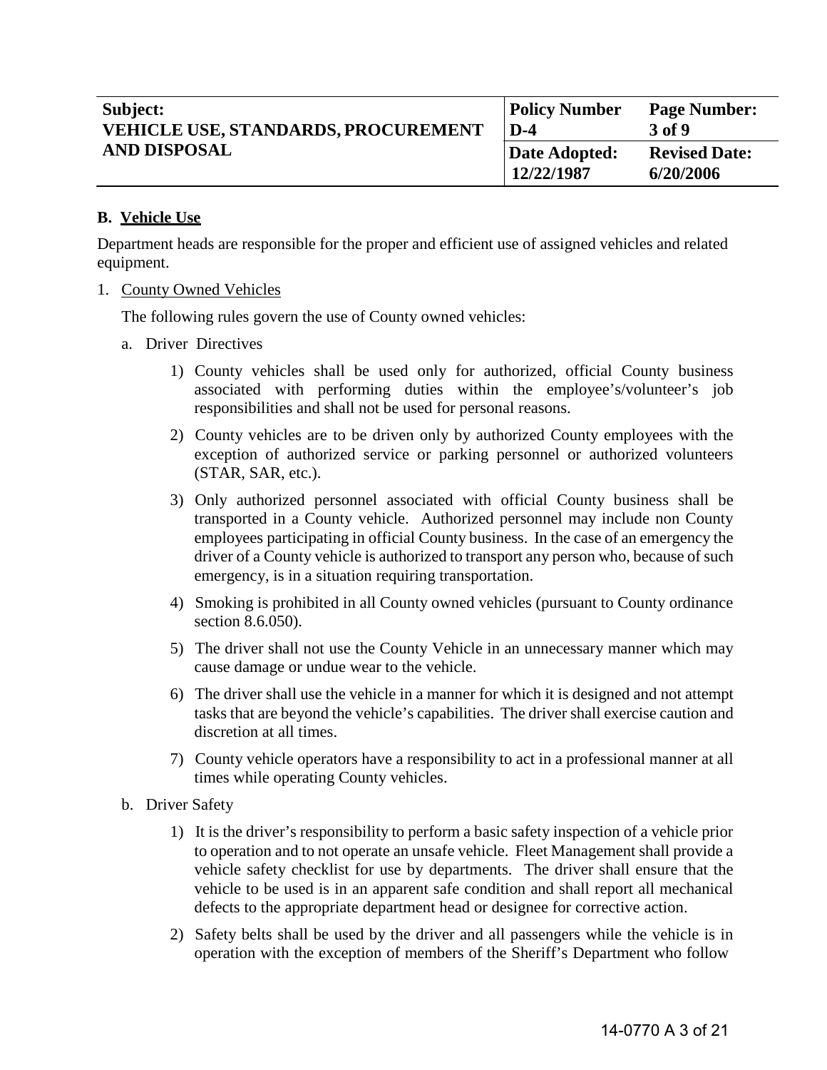### B. Vehicle Use

Department heads are responsible for the proper and efficient use of assigned vehicles and related equipment.

1. County Owned Vehicles

   The following rules govern the use of County owned vehicles:

   a. Driver Directives

      1) County vehicles shall be used only for authorized, official County business associated with performing duties within the employee's/volunteer's job responsibilities and shall not be used for personal reasons.

      2) County vehicles are to be driven only by authorized County employees with the exception of authorized service or parking personnel or authorized volunteers (STAR, SAR, etc.).

      3) Only authorized personnel associated with official County business shall be transported in a County vehicle. Authorized personnel may include non County employees participating in official County business. In the case of an emergency the driver of a County vehicle is authorized to transport any person who, because of such emergency, is in a situation requiring transportation.

      4) Smoking is prohibited in all County owned vehicles (pursuant to County ordinance section 8.6.050).

      5) The driver shall not use the County Vehicle in an unnecessary manner which may cause damage or undue wear to the vehicle.

      6) The driver shall use the vehicle in a manner for which it is designed and not attempt tasks that are beyond the vehicle's capabilities. The driver shall exercise caution and discretion at all times.

      7) County vehicle operators have a responsibility to act in a professional manner at all times while operating County vehicles.

   b. Driver Safety

      1) It is the driver's responsibility to perform a basic safety inspection of a vehicle prior to operation and to not operate an unsafe vehicle. Fleet Management shall provide a vehicle safety checklist for use by departments. The driver shall ensure that the vehicle to be used is in an apparent safe condition and shall report all mechanical defects to the appropriate department head or designee for corrective action.

      2) Safety belts shall be used by the driver and all passengers while the vehicle is in operation with the exception of members of the Sheriff's Department who follow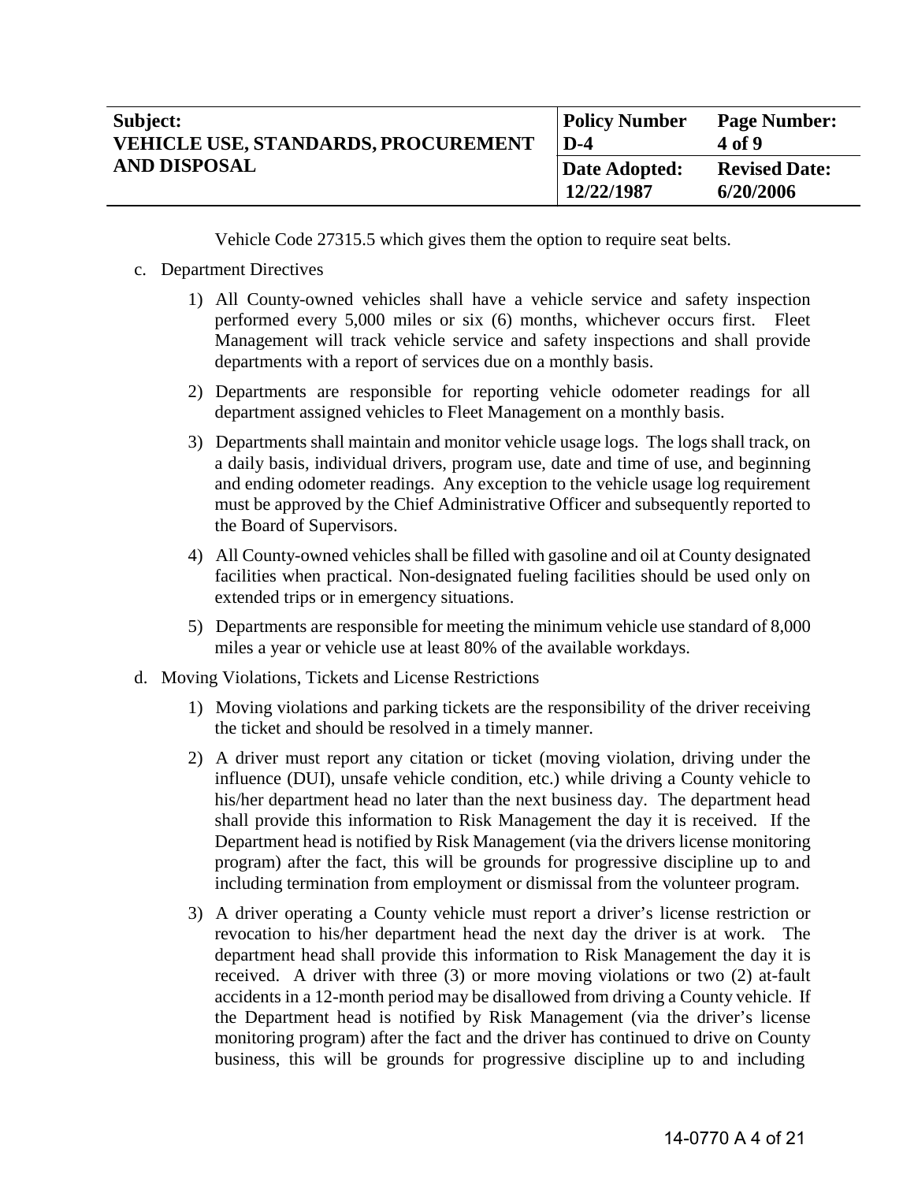Vehicle Code 27315.5 which gives them the option to require seat belts.

c. Department Directives

1) All County-owned vehicles shall have a vehicle service and safety inspection performed every 5,000 miles or six (6) months, whichever occurs first. Fleet Management will track vehicle service and safety inspections and shall provide departments with a report of services due on a monthly basis.

2) Departments are responsible for reporting vehicle odometer readings for all department assigned vehicles to Fleet Management on a monthly basis.

3) Departments shall maintain and monitor vehicle usage logs. The logs shall track, on a daily basis, individual drivers, program use, date and time of use, and beginning and ending odometer readings. Any exception to the vehicle usage log requirement must be approved by the Chief Administrative Officer and subsequently reported to the Board of Supervisors.

4) All County-owned vehicles shall be filled with gasoline and oil at County designated facilities when practical. Non-designated fueling facilities should be used only on extended trips or in emergency situations.

5) Departments are responsible for meeting the minimum vehicle use standard of 8,000 miles a year or vehicle use at least 80% of the available workdays.

d. Moving Violations, Tickets and License Restrictions

1) Moving violations and parking tickets are the responsibility of the driver receiving the ticket and should be resolved in a timely manner.

2) A driver must report any citation or ticket (moving violation, driving under the influence (DUI), unsafe vehicle condition, etc.) while driving a County vehicle to his/her department head no later than the next business day. The department head shall provide this information to Risk Management the day it is received. If the Department head is notified by Risk Management (via the drivers license monitoring program) after the fact, this will be grounds for progressive discipline up to and including termination from employment or dismissal from the volunteer program.

3) A driver operating a County vehicle must report a driver's license restriction or revocation to his/her department head the next day the driver is at work. The department head shall provide this information to Risk Management the day it is received. A driver with three (3) or more moving violations or two (2) at-fault accidents in a 12-month period may be disallowed from driving a County vehicle. If the Department head is notified by Risk Management (via the driver's license monitoring program) after the fact and the driver has continued to drive on County business, this will be grounds for progressive discipline up to and including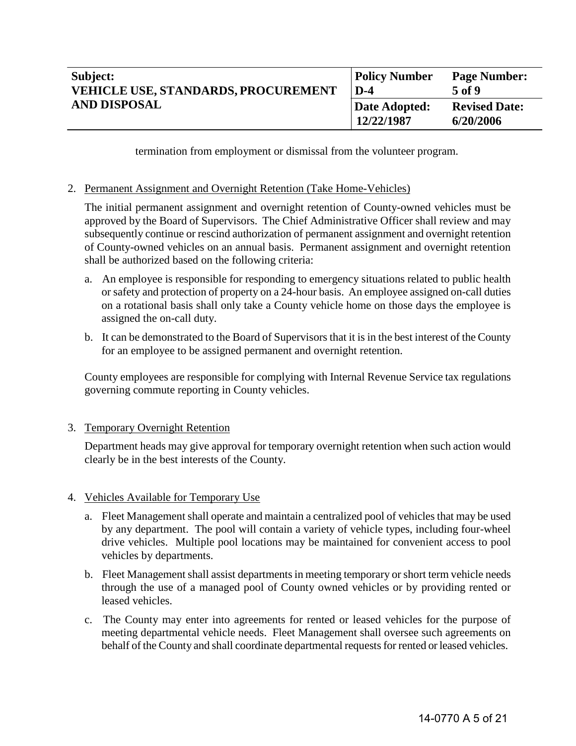termination from employment or dismissal from the volunteer program.

2. Permanent Assignment and Overnight Retention (Take Home-Vehicles)

   The initial permanent assignment and overnight retention of County-owned vehicles must be approved by the Board of Supervisors. The Chief Administrative Officer shall review and may subsequently continue or rescind authorization of permanent assignment and overnight retention of County-owned vehicles on an annual basis. Permanent assignment and overnight retention shall be authorized based on the following criteria:

   a. An employee is responsible for responding to emergency situations related to public health or safety and protection of property on a 24-hour basis. An employee assigned on-call duties on a rotational basis shall only take a County vehicle home on those days the employee is assigned the on-call duty.

   b. It can be demonstrated to the Board of Supervisors that it is in the best interest of the County for an employee to be assigned permanent and overnight retention.

   County employees are responsible for complying with Internal Revenue Service tax regulations governing commute reporting in County vehicles.

3. Temporary Overnight Retention

   Department heads may give approval for temporary overnight retention when such action would clearly be in the best interests of the County.

4. Vehicles Available for Temporary Use

   a. Fleet Management shall operate and maintain a centralized pool of vehicles that may be used by any department. The pool will contain a variety of vehicle types, including four-wheel drive vehicles. Multiple pool locations may be maintained for convenient access to pool vehicles by departments.

   b. Fleet Management shall assist departments in meeting temporary or short term vehicle needs through the use of a managed pool of County owned vehicles or by providing rented or leased vehicles.

   c. The County may enter into agreements for rented or leased vehicles for the purpose of meeting departmental vehicle needs. Fleet Management shall oversee such agreements on behalf of the County and shall coordinate departmental requests for rented or leased vehicles.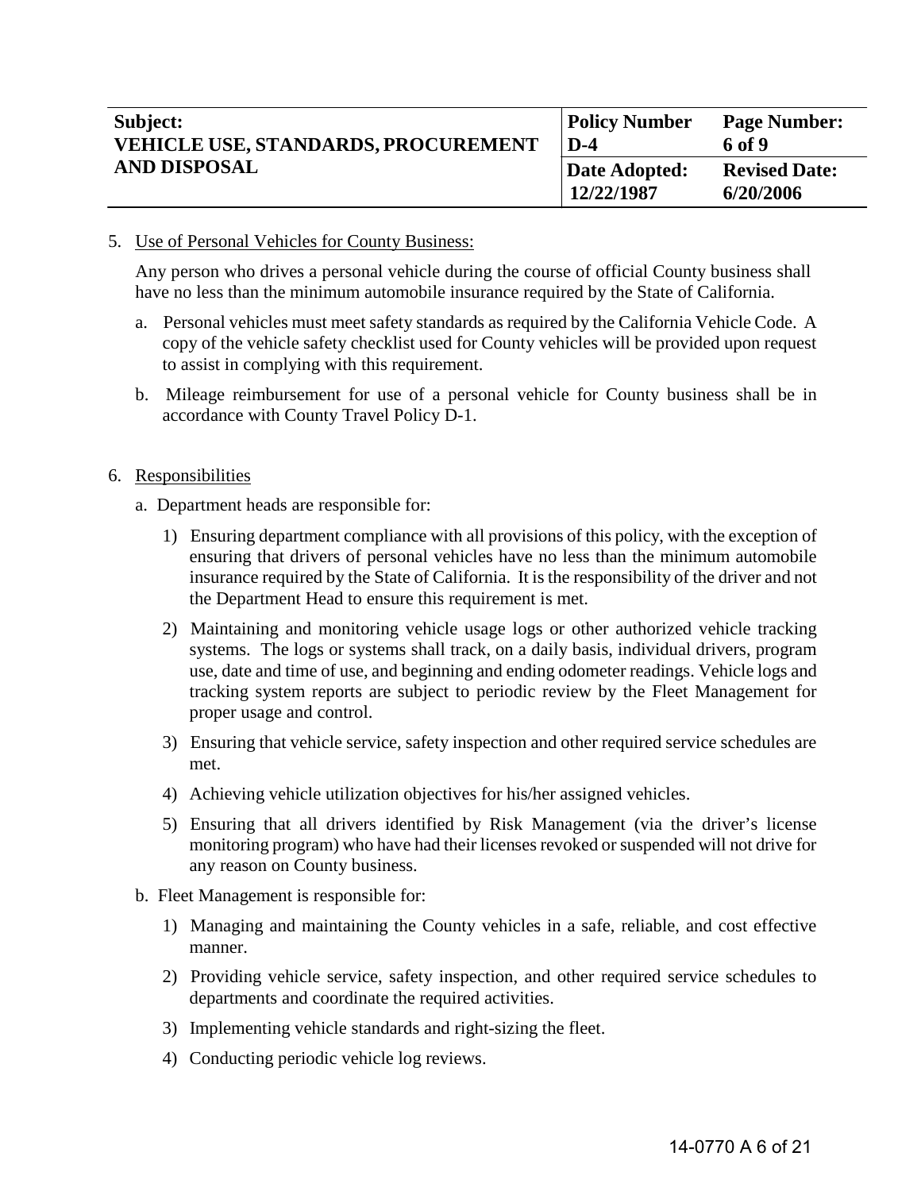5. Use of Personal Vehicles for County Business:

   Any person who drives a personal vehicle during the course of official County business shall have no less than the minimum automobile insurance required by the State of California.

   a. Personal vehicles must meet safety standards as required by the California Vehicle Code. A copy of the vehicle safety checklist used for County vehicles will be provided upon request to assist in complying with this requirement.

   b. Mileage reimbursement for use of a personal vehicle for County business shall be in accordance with County Travel Policy D-1.

6. Responsibilities

   a. Department heads are responsible for:

      1) Ensuring department compliance with all provisions of this policy, with the exception of ensuring that drivers of personal vehicles have no less than the minimum automobile insurance required by the State of California. It is the responsibility of the driver and not the Department Head to ensure this requirement is met.

      2) Maintaining and monitoring vehicle usage logs or other authorized vehicle tracking systems. The logs or systems shall track, on a daily basis, individual drivers, program use, date and time of use, and beginning and ending odometer readings. Vehicle logs and tracking system reports are subject to periodic review by the Fleet Management for proper usage and control.

      3) Ensuring that vehicle service, safety inspection and other required service schedules are met.

      4) Achieving vehicle utilization objectives for his/her assigned vehicles.

      5) Ensuring that all drivers identified by Risk Management (via the driver's license monitoring program) who have had their licenses revoked or suspended will not drive for any reason on County business.

   b. Fleet Management is responsible for:

      1) Managing and maintaining the County vehicles in a safe, reliable, and cost effective manner.

      2) Providing vehicle service, safety inspection, and other required service schedules to departments and coordinate the required activities.

      3) Implementing vehicle standards and right-sizing the fleet.

      4) Conducting periodic vehicle log reviews.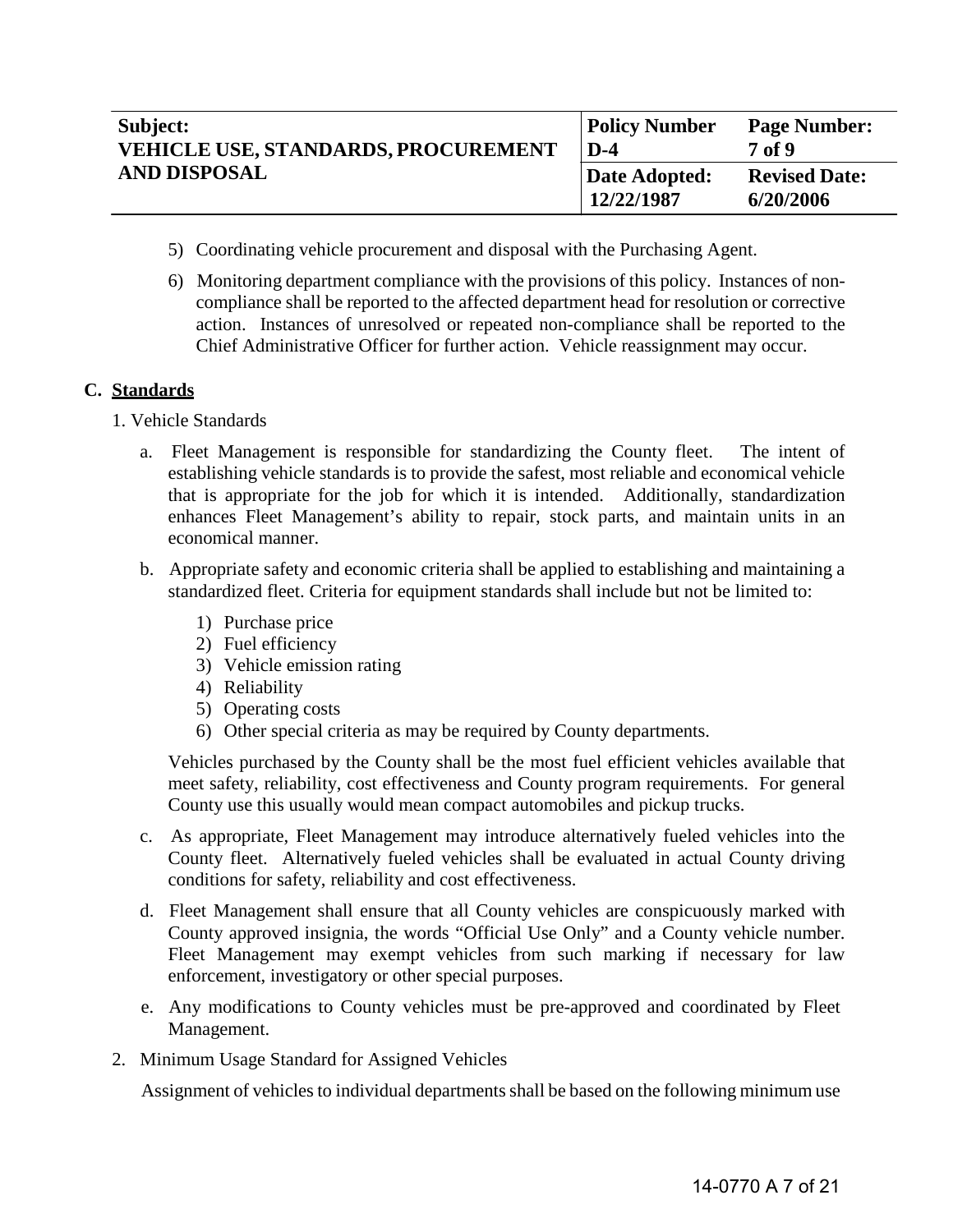5) Coordinating vehicle procurement and disposal with the Purchasing Agent.

6) Monitoring department compliance with the provisions of this policy. Instances of non-compliance shall be reported to the affected department head for resolution or corrective action. Instances of unresolved or repeated non-compliance shall be reported to the Chief Administrative Officer for further action. Vehicle reassignment may occur.

## C. Standards

1. Vehicle Standards

   a. Fleet Management is responsible for standardizing the County fleet. The intent of establishing vehicle standards is to provide the safest, most reliable and economical vehicle that is appropriate for the job for which it is intended. Additionally, standardization enhances Fleet Management's ability to repair, stock parts, and maintain units in an economical manner.

   b. Appropriate safety and economic criteria shall be applied to establishing and maintaining a standardized fleet. Criteria for equipment standards shall include but not be limited to:

      1) Purchase price
      2) Fuel efficiency
      3) Vehicle emission rating
      4) Reliability
      5) Operating costs
      6) Other special criteria as may be required by County departments.

      Vehicles purchased by the County shall be the most fuel efficient vehicles available that meet safety, reliability, cost effectiveness and County program requirements. For general County use this usually would mean compact automobiles and pickup trucks.

   c. As appropriate, Fleet Management may introduce alternatively fueled vehicles into the County fleet. Alternatively fueled vehicles shall be evaluated in actual County driving conditions for safety, reliability and cost effectiveness.

   d. Fleet Management shall ensure that all County vehicles are conspicuously marked with County approved insignia, the words "Official Use Only" and a County vehicle number. Fleet Management may exempt vehicles from such marking if necessary for law enforcement, investigatory or other special purposes.

   e. Any modifications to County vehicles must be pre-approved and coordinated by Fleet Management.

2. Minimum Usage Standard for Assigned Vehicles

   Assignment of vehicles to individual departments shall be based on the following minimum use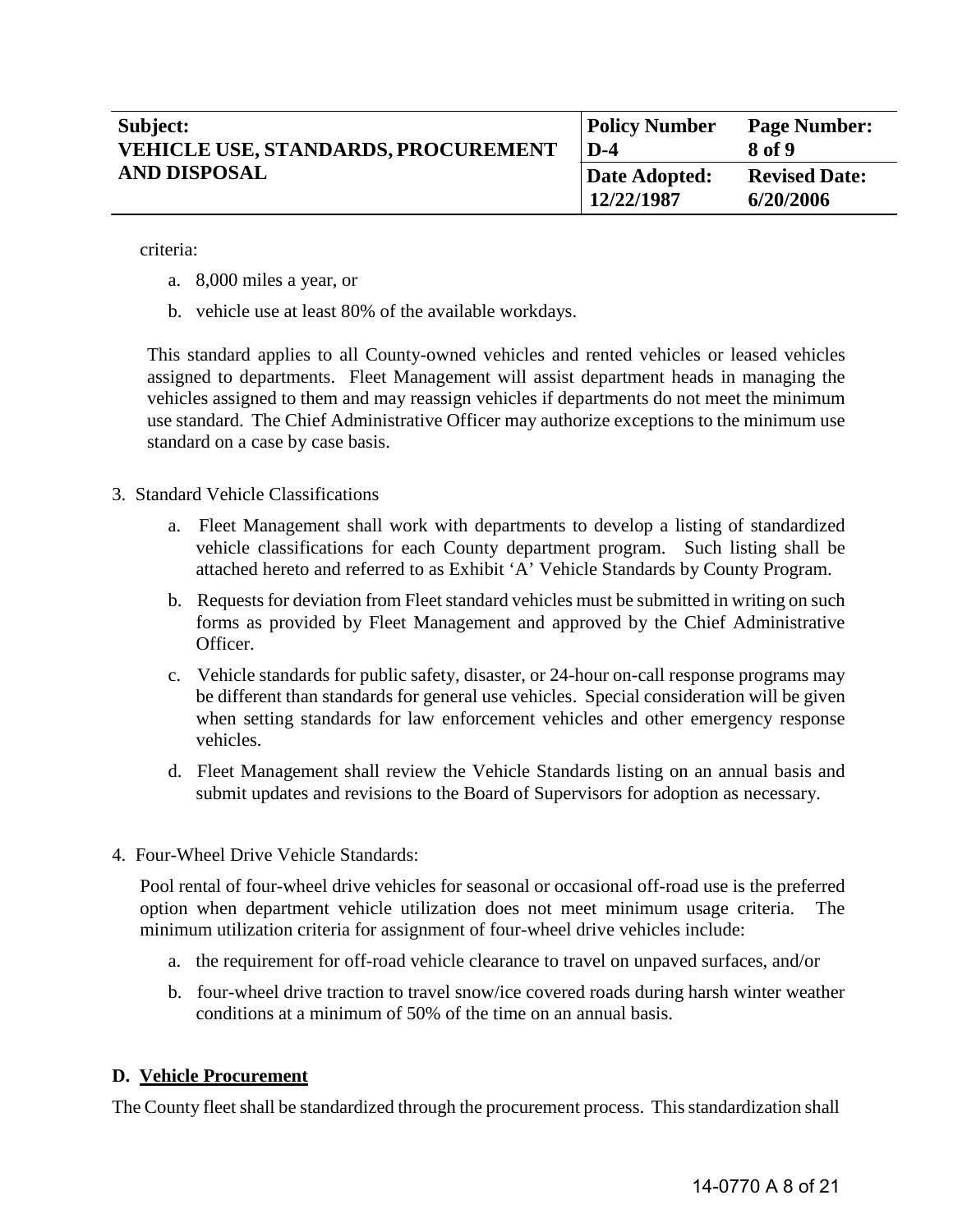criteria:

a. 8,000 miles a year, or

b. vehicle use at least 80% of the available workdays.

This standard applies to all County-owned vehicles and rented vehicles or leased vehicles assigned to departments. Fleet Management will assist department heads in managing the vehicles assigned to them and may reassign vehicles if departments do not meet the minimum use standard. The Chief Administrative Officer may authorize exceptions to the minimum use standard on a case by case basis.

3. Standard Vehicle Classifications

   a. Fleet Management shall work with departments to develop a listing of standardized vehicle classifications for each County department program. Such listing shall be attached hereto and referred to as Exhibit 'A' Vehicle Standards by County Program.

   b. Requests for deviation from Fleet standard vehicles must be submitted in writing on such forms as provided by Fleet Management and approved by the Chief Administrative Officer.

   c. Vehicle standards for public safety, disaster, or 24-hour on-call response programs may be different than standards for general use vehicles. Special consideration will be given when setting standards for law enforcement vehicles and other emergency response vehicles.

   d. Fleet Management shall review the Vehicle Standards listing on an annual basis and submit updates and revisions to the Board of Supervisors for adoption as necessary.

4. Four-Wheel Drive Vehicle Standards:

   Pool rental of four-wheel drive vehicles for seasonal or occasional off-road use is the preferred option when department vehicle utilization does not meet minimum usage criteria. The minimum utilization criteria for assignment of four-wheel drive vehicles include:

   a. the requirement for off-road vehicle clearance to travel on unpaved surfaces, and/or

   b. four-wheel drive traction to travel snow/ice covered roads during harsh winter weather conditions at a minimum of 50% of the time on an annual basis.

## D. Vehicle Procurement

The County fleet shall be standardized through the procurement process. This standardization shall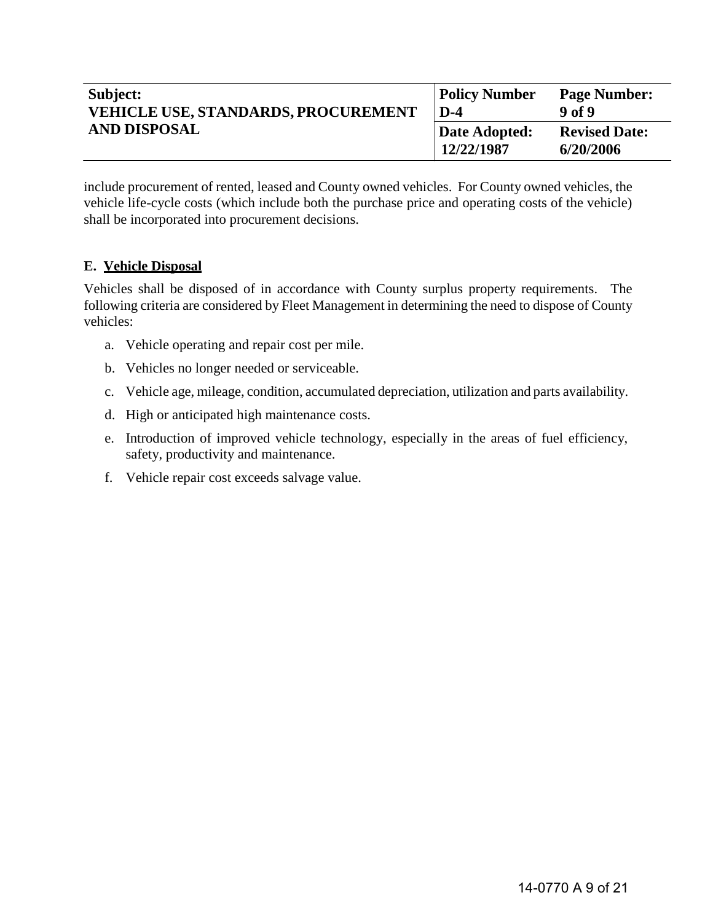include procurement of rented, leased and County owned vehicles. For County owned vehicles, the vehicle life-cycle costs (which include both the purchase price and operating costs of the vehicle) shall be incorporated into procurement decisions.

### E. Vehicle Disposal

Vehicles shall be disposed of in accordance with County surplus property requirements. The following criteria are considered by Fleet Management in determining the need to dispose of County vehicles:

a. Vehicle operating and repair cost per mile.

b. Vehicles no longer needed or serviceable.

c. Vehicle age, mileage, condition, accumulated depreciation, utilization and parts availability.

d. High or anticipated high maintenance costs.

e. Introduction of improved vehicle technology, especially in the areas of fuel efficiency, safety, productivity and maintenance.

f. Vehicle repair cost exceeds salvage value.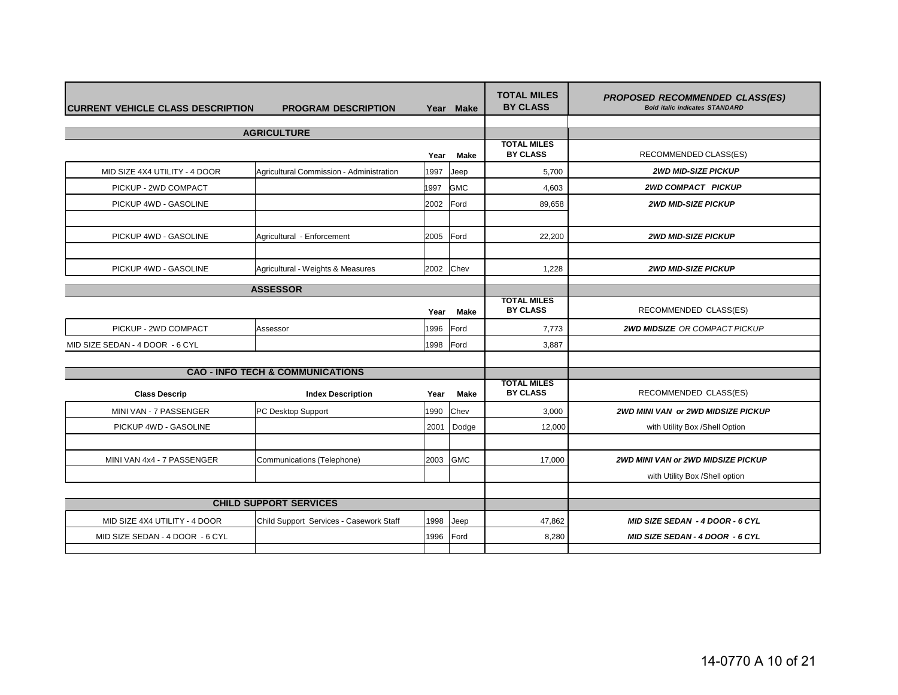| CURRENT VEHICLE CLASS DESCRIPTION | PROGRAM DESCRIPTION | Year | Make | TOTAL MILES BY CLASS | ***PROPOSED RECOMMENDED CLASS(ES)*** *Bold italic indicates STANDARD* |
|---|---|---|---|---|---|
| | **AGRICULTURE** | | | | |
| | | Year | Make | TOTAL MILES BY CLASS | RECOMMENDED CLASS(ES) |
| MID SIZE 4X4 UTILITY - 4 DOOR | Agricultural Commission - Administration | 1997 | Jeep | 5,700 | ***2WD MID-SIZE PICKUP*** |
| PICKUP - 2WD COMPACT | | 1997 | GMC | 4,603 | ***2WD COMPACT PICKUP*** |
| PICKUP 4WD - GASOLINE | | 2002 | Ford | 89,658 | ***2WD MID-SIZE PICKUP*** |
| PICKUP 4WD - GASOLINE | Agricultural - Enforcement | 2005 | Ford | 22,200 | ***2WD MID-SIZE PICKUP*** |
| PICKUP 4WD - GASOLINE | Agricultural - Weights & Measures | 2002 | Chev | 1,228 | ***2WD MID-SIZE PICKUP*** |
| | **ASSESSOR** | | | | |
| | | Year | Make | TOTAL MILES BY CLASS | RECOMMENDED CLASS(ES) |
| PICKUP - 2WD COMPACT | Assessor | 1996 | Ford | 7,773 | ***2WD MIDSIZE*** *OR COMPACT PICKUP* |
| MID SIZE SEDAN - 4 DOOR - 6 CYL | | 1998 | Ford | 3,887 | |
| | **CAO - INFO TECH & COMMUNICATIONS** | | | | |
| Class Descrip | Index Description | Year | Make | TOTAL MILES BY CLASS | RECOMMENDED CLASS(ES) |
| MINI VAN - 7 PASSENGER | PC Desktop Support | 1990 | Chev | 3,000 | ***2WD MINI VAN or 2WD MIDSIZE PICKUP*** |
| PICKUP 4WD - GASOLINE | | 2001 | Dodge | 12,000 | with Utility Box /Shell Option |
| MINI VAN 4x4 - 7 PASSENGER | Communications (Telephone) | 2003 | GMC | 17,000 | ***2WD MINI VAN or 2WD MIDSIZE PICKUP*** |
| | | | | | with Utility Box /Shell option |
| | **CHILD SUPPORT SERVICES** | | | | |
| MID SIZE 4X4 UTILITY - 4 DOOR | Child Support Services - Casework Staff | 1998 | Jeep | 47,862 | ***MID SIZE SEDAN - 4 DOOR - 6 CYL*** |
| MID SIZE SEDAN - 4 DOOR - 6 CYL | | 1996 | Ford | 8,280 | ***MID SIZE SEDAN - 4 DOOR - 6 CYL*** |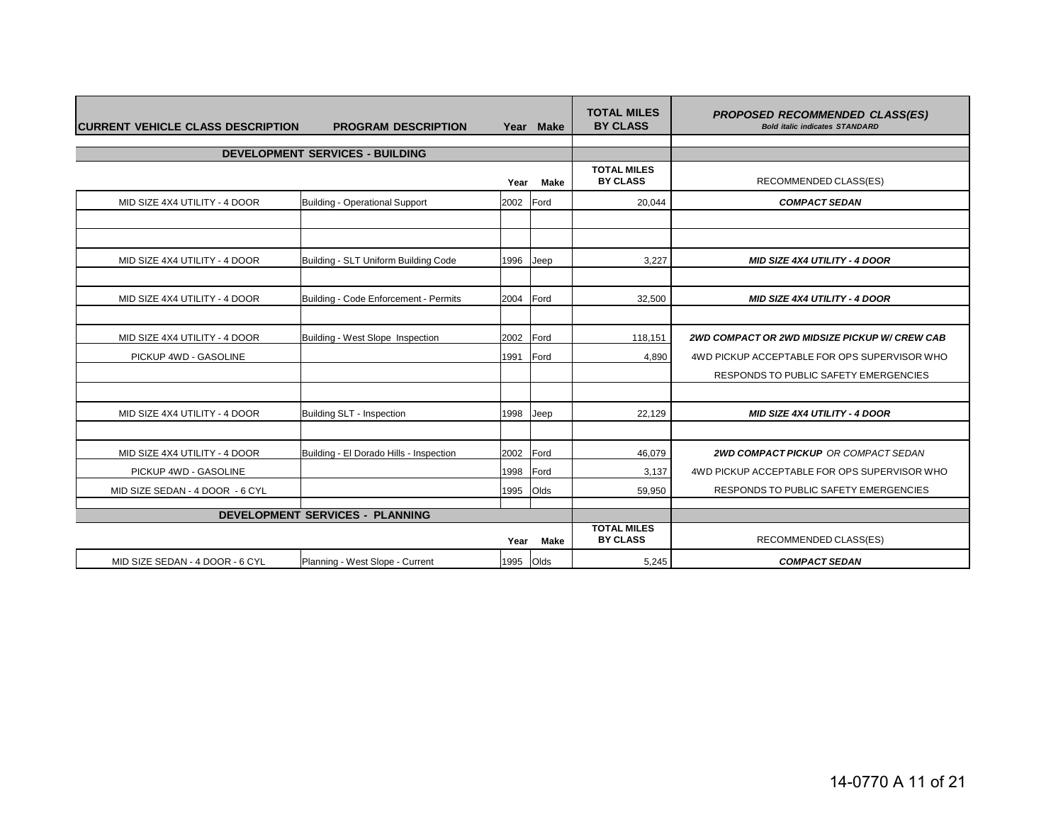| CURRENT VEHICLE CLASS DESCRIPTION | PROGRAM DESCRIPTION | Year | Make | TOTAL MILES BY CLASS | *PROPOSED RECOMMENDED CLASS(ES)* ***Bold italic indicates STANDARD*** |
|---|---|---|---|---|---|
| | **DEVELOPMENT SERVICES - BUILDING** | | | | |
| | | Year | Make | TOTAL MILES BY CLASS | RECOMMENDED CLASS(ES) |
| MID SIZE 4X4 UTILITY - 4 DOOR | Building - Operational Support | 2002 | Ford | 20,044 | ***COMPACT SEDAN*** |
| | | | | | |
| | | | | | |
| MID SIZE 4X4 UTILITY - 4 DOOR | Building - SLT Uniform Building Code | 1996 | Jeep | 3,227 | ***MID SIZE 4X4 UTILITY - 4 DOOR*** |
| | | | | | |
| MID SIZE 4X4 UTILITY - 4 DOOR | Building - Code Enforcement - Permits | 2004 | Ford | 32,500 | ***MID SIZE 4X4 UTILITY - 4 DOOR*** |
| | | | | | |
| MID SIZE 4X4 UTILITY - 4 DOOR | Building - West Slope Inspection | 2002 | Ford | 118,151 | ***2WD COMPACT OR 2WD MIDSIZE PICKUP W/ CREW CAB*** |
| PICKUP 4WD - GASOLINE | | 1991 | Ford | 4,890 | 4WD PICKUP ACCEPTABLE FOR OPS SUPERVISOR WHO |
| | | | | | RESPONDS TO PUBLIC SAFETY EMERGENCIES |
| | | | | | |
| MID SIZE 4X4 UTILITY - 4 DOOR | Building SLT - Inspection | 1998 | Jeep | 22,129 | ***MID SIZE 4X4 UTILITY - 4 DOOR*** |
| | | | | | |
| MID SIZE 4X4 UTILITY - 4 DOOR | Building - El Dorado Hills - Inspection | 2002 | Ford | 46,079 | ***2WD COMPACT PICKUP*** *OR COMPACT SEDAN* |
| PICKUP 4WD - GASOLINE | | 1998 | Ford | 3,137 | 4WD PICKUP ACCEPTABLE FOR OPS SUPERVISOR WHO |
| MID SIZE SEDAN - 4 DOOR - 6 CYL | | 1995 | Olds | 59,950 | RESPONDS TO PUBLIC SAFETY EMERGENCIES |
| | | | | | |
| | **DEVELOPMENT SERVICES - PLANNING** | | | | |
| | | Year | Make | TOTAL MILES BY CLASS | RECOMMENDED CLASS(ES) |
| MID SIZE SEDAN - 4 DOOR - 6 CYL | Planning - West Slope - Current | 1995 | Olds | 5,245 | ***COMPACT SEDAN*** |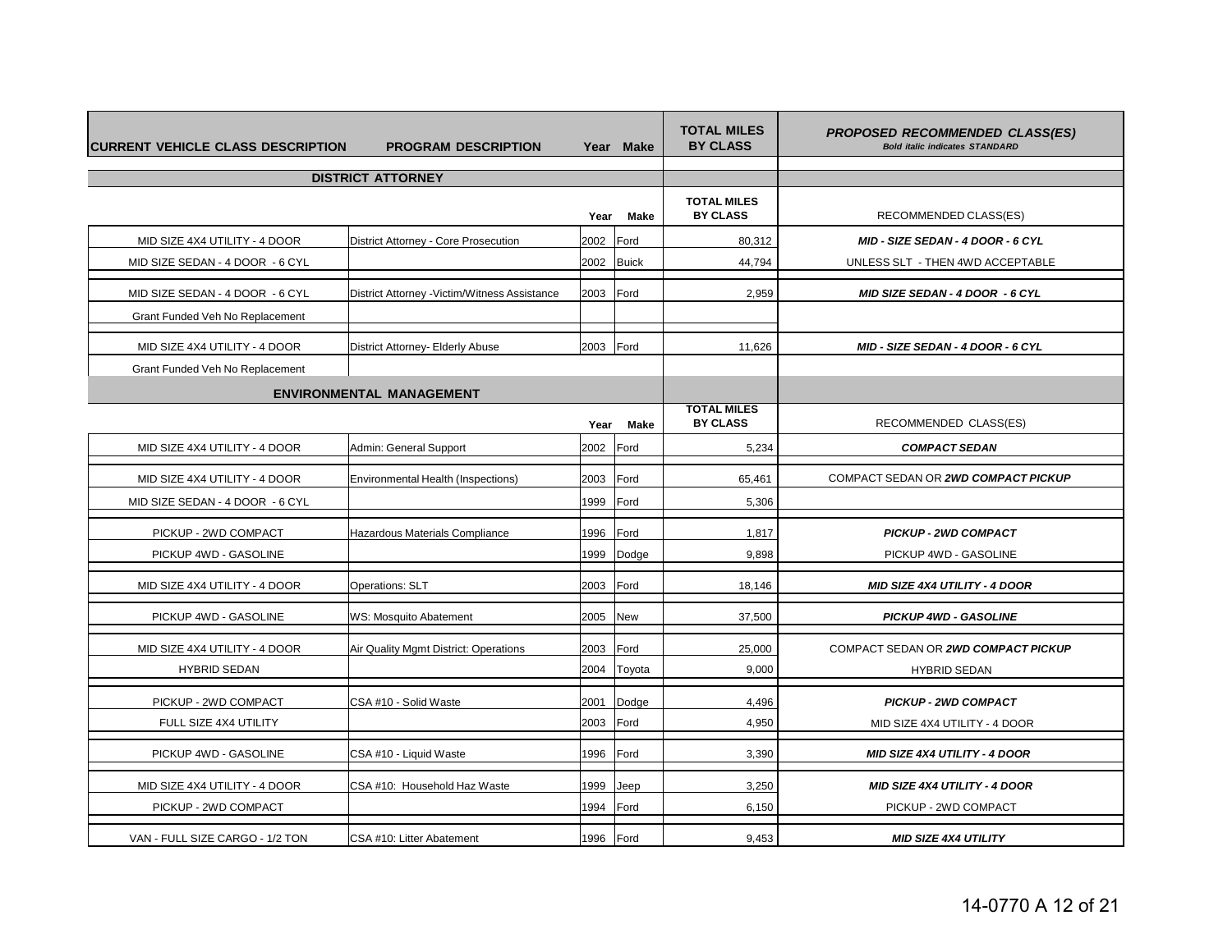| CURRENT VEHICLE CLASS DESCRIPTION | PROGRAM DESCRIPTION | Year | Make | TOTAL MILES BY CLASS | ***PROPOSED RECOMMENDED CLASS(ES)*** *Bold italic indicates STANDARD* |
|---|---|---|---|---|---|
| | **DISTRICT ATTORNEY** | | | | |
| | | **Year** | **Make** | **TOTAL MILES BY CLASS** | RECOMMENDED CLASS(ES) |
| MID SIZE 4X4 UTILITY - 4 DOOR | District Attorney - Core Prosecution | 2002 | Ford | 80,312 | ***MID - SIZE SEDAN - 4 DOOR - 6 CYL*** |
| MID SIZE SEDAN - 4 DOOR - 6 CYL | | 2002 | Buick | 44,794 | UNLESS SLT - THEN 4WD ACCEPTABLE |
| MID SIZE SEDAN - 4 DOOR - 6 CYL | District Attorney -Victim/Witness Assistance | 2003 | Ford | 2,959 | ***MID SIZE SEDAN - 4 DOOR - 6 CYL*** |
| Grant Funded Veh No Replacement | | | | | |
| MID SIZE 4X4 UTILITY - 4 DOOR | District Attorney- Elderly Abuse | 2003 | Ford | 11,626 | ***MID - SIZE SEDAN - 4 DOOR - 6 CYL*** |
| Grant Funded Veh No Replacement | | | | | |
| | **ENVIRONMENTAL MANAGEMENT** | | | | |
| | | **Year** | **Make** | **TOTAL MILES BY CLASS** | RECOMMENDED CLASS(ES) |
| MID SIZE 4X4 UTILITY - 4 DOOR | Admin: General Support | 2002 | Ford | 5,234 | ***COMPACT SEDAN*** |
| MID SIZE 4X4 UTILITY - 4 DOOR | Environmental Health (Inspections) | 2003 | Ford | 65,461 | COMPACT SEDAN OR ***2WD COMPACT PICKUP*** |
| MID SIZE SEDAN - 4 DOOR - 6 CYL | | 1999 | Ford | 5,306 | |
| PICKUP - 2WD COMPACT | Hazardous Materials Compliance | 1996 | Ford | 1,817 | ***PICKUP - 2WD COMPACT*** |
| PICKUP 4WD - GASOLINE | | 1999 | Dodge | 9,898 | PICKUP 4WD - GASOLINE |
| MID SIZE 4X4 UTILITY - 4 DOOR | Operations: SLT | 2003 | Ford | 18,146 | ***MID SIZE 4X4 UTILITY - 4 DOOR*** |
| PICKUP 4WD - GASOLINE | WS: Mosquito Abatement | 2005 | New | 37,500 | ***PICKUP 4WD - GASOLINE*** |
| MID SIZE 4X4 UTILITY - 4 DOOR | Air Quality Mgmt District: Operations | 2003 | Ford | 25,000 | COMPACT SEDAN OR ***2WD COMPACT PICKUP*** |
| HYBRID SEDAN | | 2004 | Toyota | 9,000 | HYBRID SEDAN |
| PICKUP - 2WD COMPACT | CSA #10 - Solid Waste | 2001 | Dodge | 4,496 | ***PICKUP - 2WD COMPACT*** |
| FULL SIZE 4X4 UTILITY | | 2003 | Ford | 4,950 | MID SIZE 4X4 UTILITY - 4 DOOR |
| PICKUP 4WD - GASOLINE | CSA #10 - Liquid Waste | 1996 | Ford | 3,390 | ***MID SIZE 4X4 UTILITY - 4 DOOR*** |
| MID SIZE 4X4 UTILITY - 4 DOOR | CSA #10: Household Haz Waste | 1999 | Jeep | 3,250 | ***MID SIZE 4X4 UTILITY - 4 DOOR*** |
| PICKUP - 2WD COMPACT | | 1994 | Ford | 6,150 | PICKUP - 2WD COMPACT |
| VAN - FULL SIZE CARGO - 1/2 TON | CSA #10: Litter Abatement | 1996 | Ford | 9,453 | ***MID SIZE 4X4 UTILITY*** |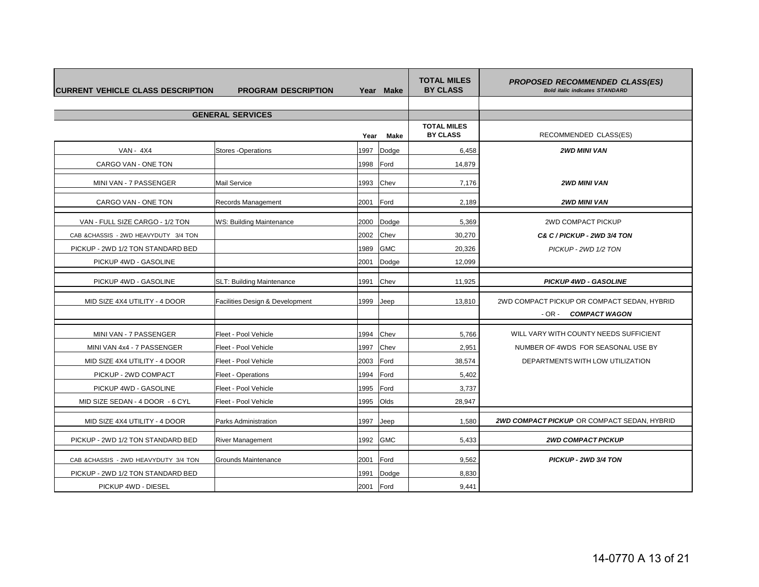| CURRENT VEHICLE CLASS DESCRIPTION | PROGRAM DESCRIPTION | Year | Make | TOTAL MILES BY CLASS | *PROPOSED RECOMMENDED CLASS(ES)* ***Bold italic indicates STANDARD*** |
|---|---|---|---|---|---|
| | **GENERAL SERVICES** | | | | |
| | | Year | Make | TOTAL MILES BY CLASS | RECOMMENDED CLASS(ES) |
| VAN - 4X4 | Stores -Operations | 1997 | Dodge | 6,458 | ***2WD MINI VAN*** |
| CARGO VAN - ONE TON | | 1998 | Ford | 14,879 | |
| MINI VAN - 7 PASSENGER | Mail Service | 1993 | Chev | 7,176 | ***2WD MINI VAN*** |
| CARGO VAN - ONE TON | Records Management | 2001 | Ford | 2,189 | ***2WD MINI VAN*** |
| VAN - FULL SIZE CARGO - 1/2 TON | WS: Building Maintenance | 2000 | Dodge | 5,369 | 2WD COMPACT PICKUP |
| CAB &CHASSIS - 2WD HEAVYDUTY 3/4 TON | | 2002 | Chev | 30,270 | ***C& C / PICKUP - 2WD 3/4 TON*** |
| PICKUP - 2WD 1/2 TON STANDARD BED | | 1989 | GMC | 20,326 | *PICKUP - 2WD 1/2 TON* |
| PICKUP 4WD - GASOLINE | | 2001 | Dodge | 12,099 | |
| PICKUP 4WD - GASOLINE | SLT: Building Maintenance | 1991 | Chev | 11,925 | ***PICKUP 4WD - GASOLINE*** |
| MID SIZE 4X4 UTILITY - 4 DOOR | Facilities Design & Development | 1999 | Jeep | 13,810 | 2WD COMPACT PICKUP OR COMPACT SEDAN, HYBRID |
| | | | | | - OR - ***COMPACT WAGON*** |
| MINI VAN - 7 PASSENGER | Fleet - Pool Vehicle | 1994 | Chev | 5,766 | WILL VARY WITH COUNTY NEEDS SUFFICIENT |
| MINI VAN 4x4 - 7 PASSENGER | Fleet - Pool Vehicle | 1997 | Chev | 2,951 | NUMBER OF 4WDS FOR SEASONAL USE BY |
| MID SIZE 4X4 UTILITY - 4 DOOR | Fleet - Pool Vehicle | 2003 | Ford | 38,574 | DEPARTMENTS WITH LOW UTILIZATION |
| PICKUP - 2WD COMPACT | Fleet - Operations | 1994 | Ford | 5,402 | |
| PICKUP 4WD - GASOLINE | Fleet - Pool Vehicle | 1995 | Ford | 3,737 | |
| MID SIZE SEDAN - 4 DOOR - 6 CYL | Fleet - Pool Vehicle | 1995 | Olds | 28,947 | |
| MID SIZE 4X4 UTILITY - 4 DOOR | Parks Administration | 1997 | Jeep | 1,580 | ***2WD COMPACT PICKUP*** OR COMPACT SEDAN, HYBRID |
| PICKUP - 2WD 1/2 TON STANDARD BED | River Management | 1992 | GMC | 5,433 | ***2WD COMPACT PICKUP*** |
| CAB &CHASSIS - 2WD HEAVYDUTY 3/4 TON | Grounds Maintenance | 2001 | Ford | 9,562 | ***PICKUP - 2WD 3/4 TON*** |
| PICKUP - 2WD 1/2 TON STANDARD BED | | 1991 | Dodge | 8,830 | |
| PICKUP 4WD - DIESEL | | 2001 | Ford | 9,441 | |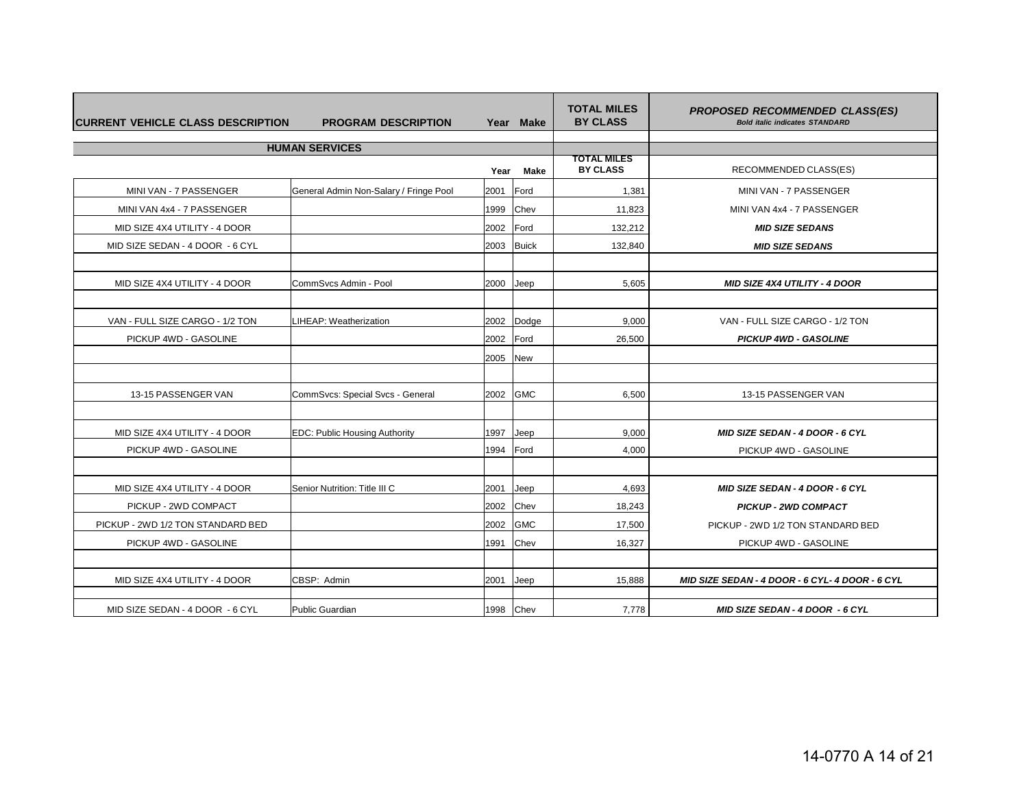| CURRENT VEHICLE CLASS DESCRIPTION | PROGRAM DESCRIPTION | Year | Make | TOTAL MILES BY CLASS | PROPOSED RECOMMENDED CLASS(ES) ***Bold italic indicates STANDARD*** |
|---|---|---|---|---|---|
| | **HUMAN SERVICES** | | | | |
| | | Year | Make | TOTAL MILES BY CLASS | RECOMMENDED CLASS(ES) |
| MINI VAN - 7 PASSENGER | General Admin Non-Salary / Fringe Pool | 2001 | Ford | 1,381 | MINI VAN - 7 PASSENGER |
| MINI VAN 4x4 - 7 PASSENGER | | 1999 | Chev | 11,823 | MINI VAN 4x4 - 7 PASSENGER |
| MID SIZE 4X4 UTILITY - 4 DOOR | | 2002 | Ford | 132,212 | ***MID SIZE SEDANS*** |
| MID SIZE SEDAN - 4 DOOR - 6 CYL | | 2003 | Buick | 132,840 | ***MID SIZE SEDANS*** |
| | | | | | |
| MID SIZE 4X4 UTILITY - 4 DOOR | CommSvcs Admin - Pool | 2000 | Jeep | 5,605 | ***MID SIZE 4X4 UTILITY - 4 DOOR*** |
| | | | | | |
| VAN - FULL SIZE CARGO - 1/2 TON | LIHEAP: Weatherization | 2002 | Dodge | 9,000 | VAN - FULL SIZE CARGO - 1/2 TON |
| PICKUP 4WD - GASOLINE | | 2002 | Ford | 26,500 | ***PICKUP 4WD - GASOLINE*** |
| | | 2005 | New | | |
| | | | | | |
| 13-15 PASSENGER VAN | CommSvcs: Special Svcs - General | 2002 | GMC | 6,500 | 13-15 PASSENGER VAN |
| | | | | | |
| MID SIZE 4X4 UTILITY - 4 DOOR | EDC: Public Housing Authority | 1997 | Jeep | 9,000 | ***MID SIZE SEDAN - 4 DOOR - 6 CYL*** |
| PICKUP 4WD - GASOLINE | | 1994 | Ford | 4,000 | PICKUP 4WD - GASOLINE |
| | | | | | |
| MID SIZE 4X4 UTILITY - 4 DOOR | Senior Nutrition: Title III C | 2001 | Jeep | 4,693 | ***MID SIZE SEDAN - 4 DOOR - 6 CYL*** |
| PICKUP - 2WD COMPACT | | 2002 | Chev | 18,243 | ***PICKUP - 2WD COMPACT*** |
| PICKUP - 2WD 1/2 TON STANDARD BED | | 2002 | GMC | 17,500 | PICKUP - 2WD 1/2 TON STANDARD BED |
| PICKUP 4WD - GASOLINE | | 1991 | Chev | 16,327 | PICKUP 4WD - GASOLINE |
| | | | | | |
| MID SIZE 4X4 UTILITY - 4 DOOR | CBSP: Admin | 2001 | Jeep | 15,888 | ***MID SIZE SEDAN - 4 DOOR - 6 CYL- 4 DOOR - 6 CYL*** |
| | | | | | |
| MID SIZE SEDAN - 4 DOOR - 6 CYL | Public Guardian | 1998 | Chev | 7,778 | ***MID SIZE SEDAN - 4 DOOR - 6 CYL*** |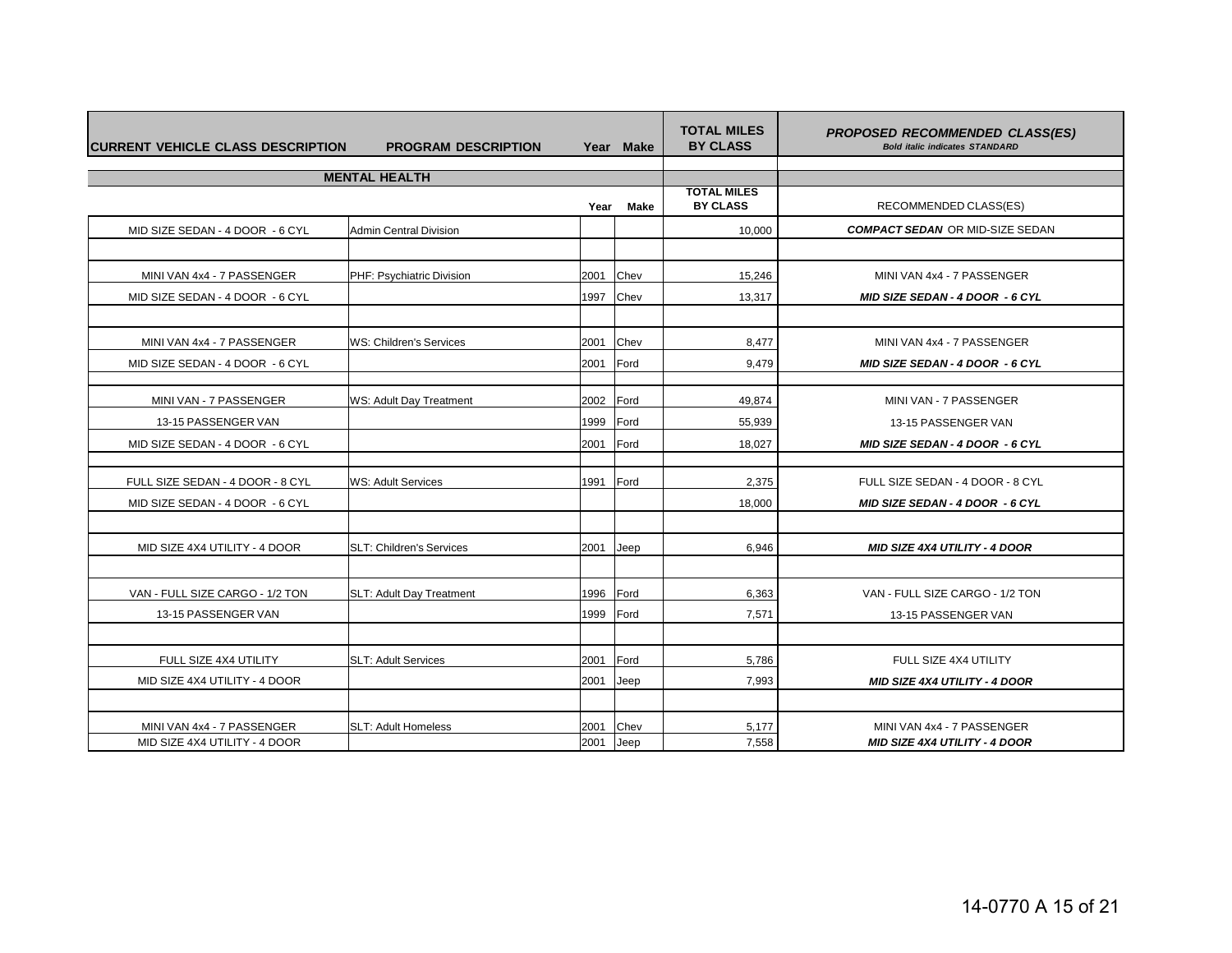| CURRENT VEHICLE CLASS DESCRIPTION | PROGRAM DESCRIPTION | Year | Make | TOTAL MILES BY CLASS | ***PROPOSED RECOMMENDED CLASS(ES)*** *Bold italic indicates STANDARD* |
|---|---|---|---|---|---|
| | **MENTAL HEALTH** | | | | |
| | | **Year** | **Make** | **TOTAL MILES BY CLASS** | RECOMMENDED CLASS(ES) |
| MID SIZE SEDAN - 4 DOOR - 6 CYL | Admin Central Division | | | 10,000 | ***COMPACT SEDAN*** OR MID-SIZE SEDAN |
| | | | | | |
| MINI VAN 4x4 - 7 PASSENGER | PHF: Psychiatric Division | 2001 | Chev | 15,246 | MINI VAN 4x4 - 7 PASSENGER |
| MID SIZE SEDAN - 4 DOOR - 6 CYL | | 1997 | Chev | 13,317 | ***MID SIZE SEDAN - 4 DOOR - 6 CYL*** |
| | | | | | |
| MINI VAN 4x4 - 7 PASSENGER | WS: Children's Services | 2001 | Chev | 8,477 | MINI VAN 4x4 - 7 PASSENGER |
| MID SIZE SEDAN - 4 DOOR - 6 CYL | | 2001 | Ford | 9,479 | ***MID SIZE SEDAN - 4 DOOR - 6 CYL*** |
| | | | | | |
| MINI VAN - 7 PASSENGER | WS: Adult Day Treatment | 2002 | Ford | 49,874 | MINI VAN - 7 PASSENGER |
| 13-15 PASSENGER VAN | | 1999 | Ford | 55,939 | 13-15 PASSENGER VAN |
| MID SIZE SEDAN - 4 DOOR - 6 CYL | | 2001 | Ford | 18,027 | ***MID SIZE SEDAN - 4 DOOR - 6 CYL*** |
| | | | | | |
| FULL SIZE SEDAN - 4 DOOR - 8 CYL | WS: Adult Services | 1991 | Ford | 2,375 | FULL SIZE SEDAN - 4 DOOR - 8 CYL |
| MID SIZE SEDAN - 4 DOOR - 6 CYL | | | | 18,000 | ***MID SIZE SEDAN - 4 DOOR - 6 CYL*** |
| | | | | | |
| MID SIZE 4X4 UTILITY - 4 DOOR | SLT: Children's Services | 2001 | Jeep | 6,946 | ***MID SIZE 4X4 UTILITY - 4 DOOR*** |
| | | | | | |
| VAN - FULL SIZE CARGO - 1/2 TON | SLT: Adult Day Treatment | 1996 | Ford | 6,363 | VAN - FULL SIZE CARGO - 1/2 TON |
| 13-15 PASSENGER VAN | | 1999 | Ford | 7,571 | 13-15 PASSENGER VAN |
| | | | | | |
| FULL SIZE 4X4 UTILITY | SLT: Adult Services | 2001 | Ford | 5,786 | FULL SIZE 4X4 UTILITY |
| MID SIZE 4X4 UTILITY - 4 DOOR | | 2001 | Jeep | 7,993 | ***MID SIZE 4X4 UTILITY - 4 DOOR*** |
| | | | | | |
| MINI VAN 4x4 - 7 PASSENGER | SLT: Adult Homeless | 2001 | Chev | 5,177 | MINI VAN 4x4 - 7 PASSENGER |
| MID SIZE 4X4 UTILITY - 4 DOOR | | 2001 | Jeep | 7,558 | ***MID SIZE 4X4 UTILITY - 4 DOOR*** |

14-0770 A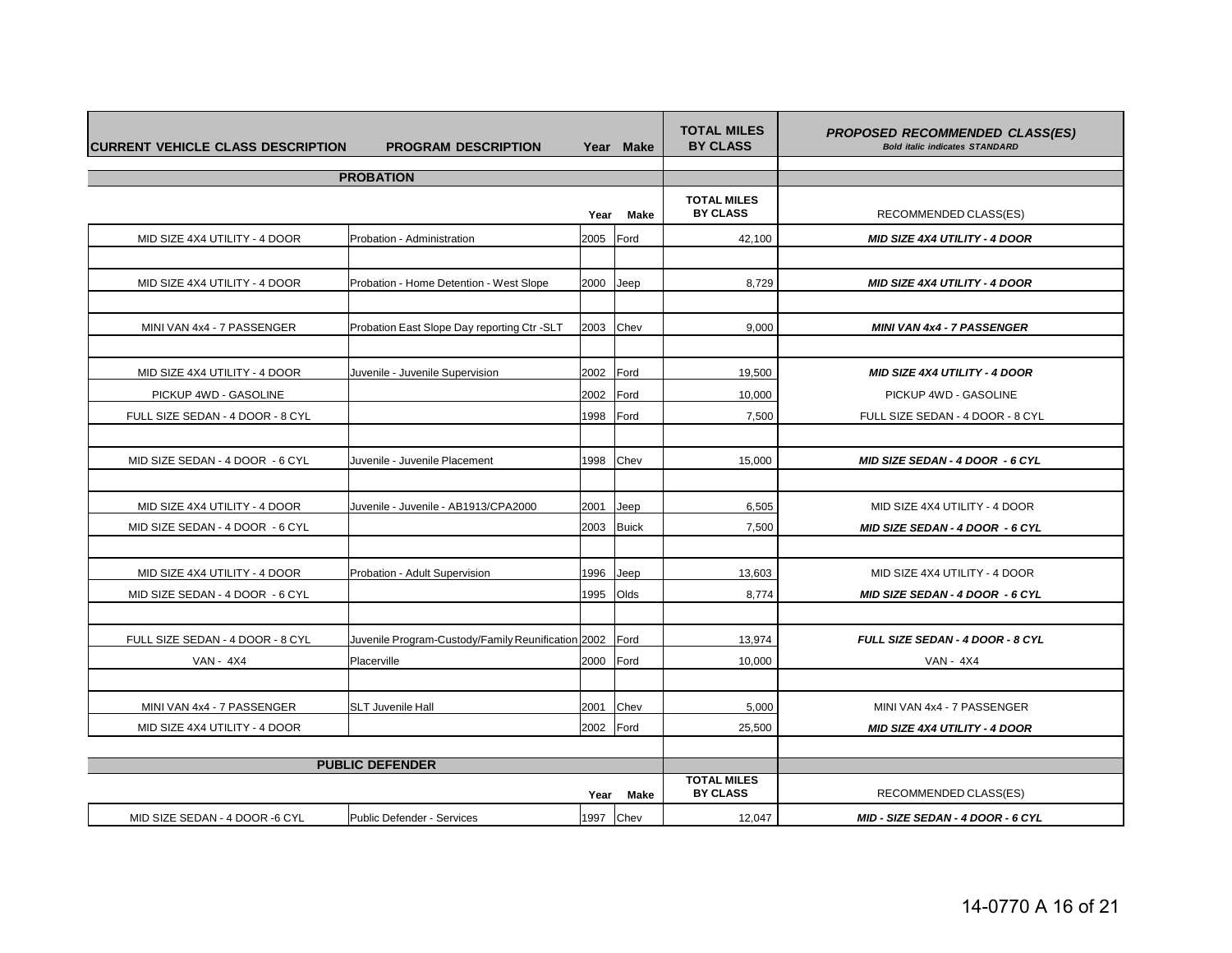| CURRENT VEHICLE CLASS DESCRIPTION | PROGRAM DESCRIPTION | Year | Make | TOTAL MILES BY CLASS | *PROPOSED RECOMMENDED CLASS(ES)* ***Bold italic indicates STANDARD*** |
|---|---|---|---|---|---|
| | **PROBATION** | | | | |
| | | **Year** | **Make** | **TOTAL MILES BY CLASS** | RECOMMENDED CLASS(ES) |
| MID SIZE 4X4 UTILITY - 4 DOOR | Probation - Administration | 2005 | Ford | 42,100 | ***MID SIZE 4X4 UTILITY - 4 DOOR*** |
| | | | | | |
| MID SIZE 4X4 UTILITY - 4 DOOR | Probation - Home Detention - West Slope | 2000 | Jeep | 8,729 | ***MID SIZE 4X4 UTILITY - 4 DOOR*** |
| | | | | | |
| MINI VAN 4x4 - 7 PASSENGER | Probation East Slope Day reporting Ctr -SLT | 2003 | Chev | 9,000 | ***MINI VAN 4x4 - 7 PASSENGER*** |
| | | | | | |
| MID SIZE 4X4 UTILITY - 4 DOOR | Juvenile - Juvenile Supervision | 2002 | Ford | 19,500 | ***MID SIZE 4X4 UTILITY - 4 DOOR*** |
| PICKUP 4WD - GASOLINE | | 2002 | Ford | 10,000 | PICKUP 4WD - GASOLINE |
| FULL SIZE SEDAN - 4 DOOR - 8 CYL | | 1998 | Ford | 7,500 | FULL SIZE SEDAN - 4 DOOR - 8 CYL |
| | | | | | |
| MID SIZE SEDAN - 4 DOOR - 6 CYL | Juvenile - Juvenile Placement | 1998 | Chev | 15,000 | ***MID SIZE SEDAN - 4 DOOR - 6 CYL*** |
| | | | | | |
| MID SIZE 4X4 UTILITY - 4 DOOR | Juvenile - Juvenile - AB1913/CPA2000 | 2001 | Jeep | 6,505 | MID SIZE 4X4 UTILITY - 4 DOOR |
| MID SIZE SEDAN - 4 DOOR - 6 CYL | | 2003 | Buick | 7,500 | ***MID SIZE SEDAN - 4 DOOR - 6 CYL*** |
| | | | | | |
| MID SIZE 4X4 UTILITY - 4 DOOR | Probation - Adult Supervision | 1996 | Jeep | 13,603 | MID SIZE 4X4 UTILITY - 4 DOOR |
| MID SIZE SEDAN - 4 DOOR - 6 CYL | | 1995 | Olds | 8,774 | ***MID SIZE SEDAN - 4 DOOR - 6 CYL*** |
| | | | | | |
| FULL SIZE SEDAN - 4 DOOR - 8 CYL | Juvenile Program-Custody/Family Reunification | 2002 | Ford | 13,974 | ***FULL SIZE SEDAN - 4 DOOR - 8 CYL*** |
| VAN - 4X4 | Placerville | 2000 | Ford | 10,000 | VAN - 4X4 |
| | | | | | |
| MINI VAN 4x4 - 7 PASSENGER | SLT Juvenile Hall | 2001 | Chev | 5,000 | MINI VAN 4x4 - 7 PASSENGER |
| MID SIZE 4X4 UTILITY - 4 DOOR | | 2002 | Ford | 25,500 | ***MID SIZE 4X4 UTILITY - 4 DOOR*** |
| | | | | | |
| | **PUBLIC DEFENDER** | | | | |
| | | **Year** | **Make** | **TOTAL MILES BY CLASS** | RECOMMENDED CLASS(ES) |
| MID SIZE SEDAN - 4 DOOR -6 CYL | Public Defender - Services | 1997 | Chev | 12,047 | ***MID - SIZE SEDAN - 4 DOOR - 6 CYL*** |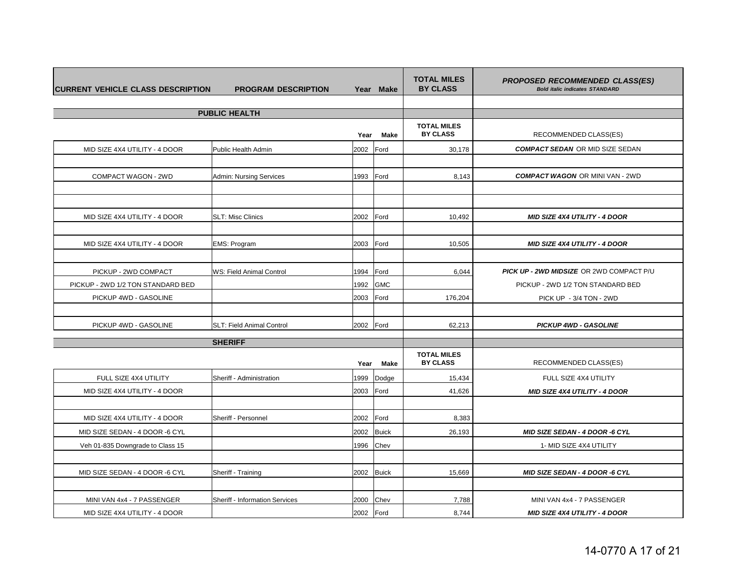| CURRENT VEHICLE CLASS DESCRIPTION | PROGRAM DESCRIPTION | Year | Make | TOTAL MILES BY CLASS | *PROPOSED RECOMMENDED CLASS(ES)* ***Bold italic indicates STANDARD*** |
|---|---|---|---|---|---|
| | | | | | |
| | **PUBLIC HEALTH** | | | | |
| | | **Year** | **Make** | **TOTAL MILES BY CLASS** | RECOMMENDED CLASS(ES) |
| MID SIZE 4X4 UTILITY - 4 DOOR | Public Health Admin | 2002 | Ford | 30,178 | ***COMPACT SEDAN*** OR MID SIZE SEDAN |
| | | | | | |
| COMPACT WAGON - 2WD | Admin: Nursing Services | 1993 | Ford | 8,143 | ***COMPACT WAGON*** OR MINI VAN - 2WD |
| | | | | | |
| | | | | | |
| MID SIZE 4X4 UTILITY - 4 DOOR | SLT: Misc Clinics | 2002 | Ford | 10,492 | ***MID SIZE 4X4 UTILITY - 4 DOOR*** |
| | | | | | |
| MID SIZE 4X4 UTILITY - 4 DOOR | EMS: Program | 2003 | Ford | 10,505 | ***MID SIZE 4X4 UTILITY - 4 DOOR*** |
| | | | | | |
| PICKUP - 2WD COMPACT | WS: Field Animal Control | 1994 | Ford | 6,044 | ***PICK UP - 2WD MIDSIZE*** OR 2WD COMPACT P/U |
| PICKUP - 2WD 1/2 TON STANDARD BED | | 1992 | GMC | | PICKUP - 2WD 1/2 TON STANDARD BED |
| PICKUP 4WD - GASOLINE | | 2003 | Ford | 176,204 | PICK UP - 3/4 TON - 2WD |
| | | | | | |
| PICKUP 4WD - GASOLINE | SLT: Field Animal Control | 2002 | Ford | 62,213 | ***PICKUP 4WD - GASOLINE*** |
| | **SHERIFF** | | | | |
| | | **Year** | **Make** | **TOTAL MILES BY CLASS** | RECOMMENDED CLASS(ES) |
| FULL SIZE 4X4 UTILITY | Sheriff - Administration | 1999 | Dodge | 15,434 | FULL SIZE 4X4 UTILITY |
| MID SIZE 4X4 UTILITY - 4 DOOR | | 2003 | Ford | 41,626 | ***MID SIZE 4X4 UTILITY - 4 DOOR*** |
| | | | | | |
| MID SIZE 4X4 UTILITY - 4 DOOR | Sheriff - Personnel | 2002 | Ford | 8,383 | |
| MID SIZE SEDAN - 4 DOOR -6 CYL | | 2002 | Buick | 26,193 | ***MID SIZE SEDAN - 4 DOOR -6 CYL*** |
| Veh 01-835 Downgrade to Class 15 | | 1996 | Chev | | 1- MID SIZE 4X4 UTILITY |
| | | | | | |
| MID SIZE SEDAN - 4 DOOR -6 CYL | Sheriff - Training | 2002 | Buick | 15,669 | ***MID SIZE SEDAN - 4 DOOR -6 CYL*** |
| | | | | | |
| MINI VAN 4x4 - 7 PASSENGER | Sheriff - Information Services | 2000 | Chev | 7,788 | MINI VAN 4x4 - 7 PASSENGER |
| MID SIZE 4X4 UTILITY - 4 DOOR | | 2002 | Ford | 8,744 | ***MID SIZE 4X4 UTILITY - 4 DOOR*** |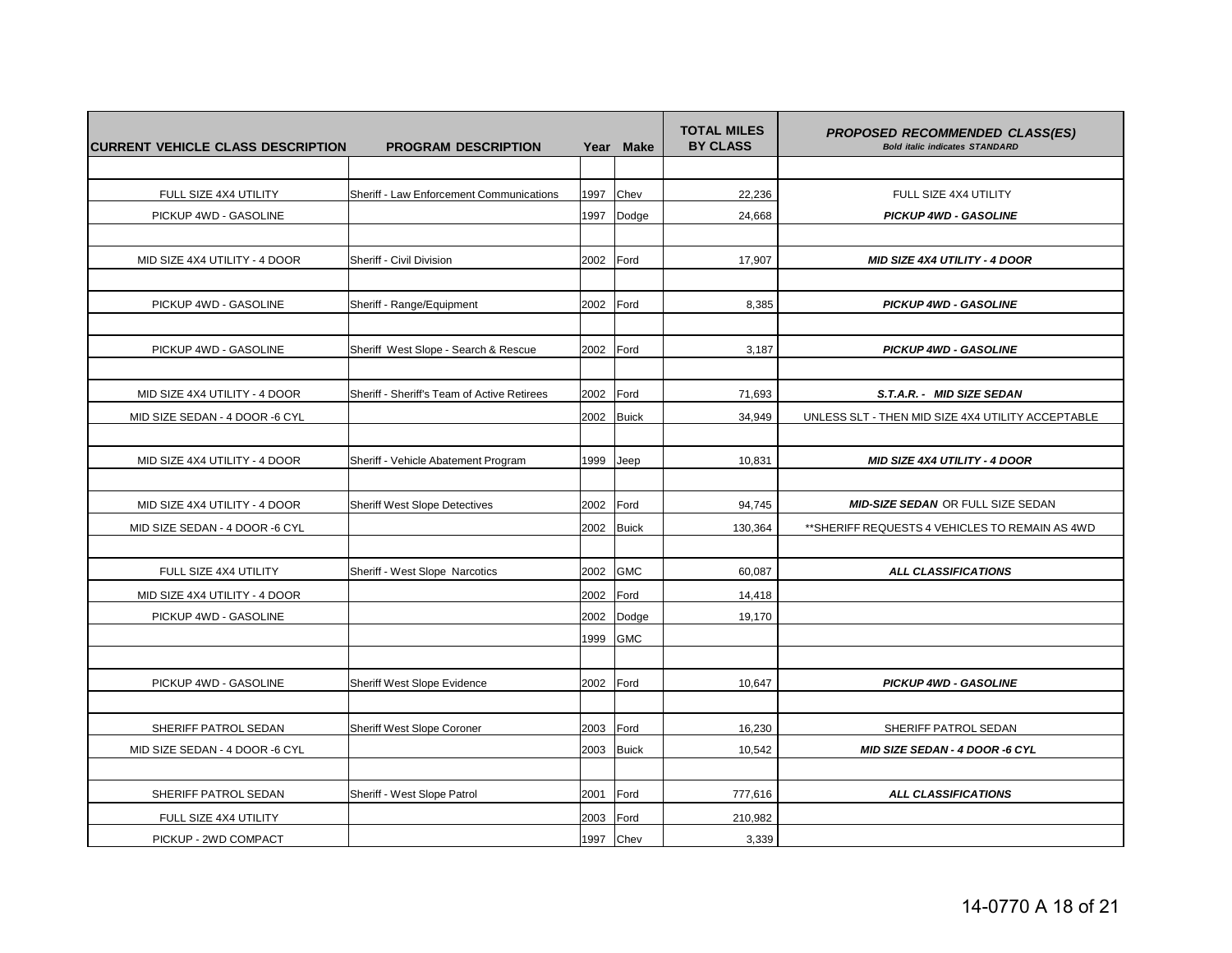| CURRENT VEHICLE CLASS DESCRIPTION | PROGRAM DESCRIPTION | Year | Make | TOTAL MILES BY CLASS | *PROPOSED RECOMMENDED CLASS(ES)* ***Bold italic indicates STANDARD*** |
|---|---|---|---|---|---|
| | | | | | |
| FULL SIZE 4X4 UTILITY | Sheriff - Law Enforcement Communications | 1997 | Chev | 22,236 | FULL SIZE 4X4 UTILITY |
| PICKUP 4WD - GASOLINE | | 1997 | Dodge | 24,668 | ***PICKUP 4WD - GASOLINE*** |
| | | | | | |
| MID SIZE 4X4 UTILITY - 4 DOOR | Sheriff - Civil Division | 2002 | Ford | 17,907 | ***MID SIZE 4X4 UTILITY - 4 DOOR*** |
| | | | | | |
| PICKUP 4WD - GASOLINE | Sheriff - Range/Equipment | 2002 | Ford | 8,385 | ***PICKUP 4WD - GASOLINE*** |
| | | | | | |
| PICKUP 4WD - GASOLINE | Sheriff West Slope - Search & Rescue | 2002 | Ford | 3,187 | ***PICKUP 4WD - GASOLINE*** |
| | | | | | |
| MID SIZE 4X4 UTILITY - 4 DOOR | Sheriff - Sheriff's Team of Active Retirees | 2002 | Ford | 71,693 | ***S.T.A.R. - MID SIZE SEDAN*** |
| MID SIZE SEDAN - 4 DOOR -6 CYL | | 2002 | Buick | 34,949 | UNLESS SLT - THEN MID SIZE 4X4 UTILITY ACCEPTABLE |
| | | | | | |
| MID SIZE 4X4 UTILITY - 4 DOOR | Sheriff - Vehicle Abatement Program | 1999 | Jeep | 10,831 | ***MID SIZE 4X4 UTILITY - 4 DOOR*** |
| | | | | | |
| MID SIZE 4X4 UTILITY - 4 DOOR | Sheriff West Slope Detectives | 2002 | Ford | 94,745 | ***MID-SIZE SEDAN*** OR FULL SIZE SEDAN |
| MID SIZE SEDAN - 4 DOOR -6 CYL | | 2002 | Buick | 130,364 | **SHERIFF REQUESTS 4 VEHICLES TO REMAIN AS 4WD |
| | | | | | |
| FULL SIZE 4X4 UTILITY | Sheriff - West Slope Narcotics | 2002 | GMC | 60,087 | ***ALL CLASSIFICATIONS*** |
| MID SIZE 4X4 UTILITY - 4 DOOR | | 2002 | Ford | 14,418 | |
| PICKUP 4WD - GASOLINE | | 2002 | Dodge | 19,170 | |
| | | 1999 | GMC | | |
| | | | | | |
| PICKUP 4WD - GASOLINE | Sheriff West Slope Evidence | 2002 | Ford | 10,647 | ***PICKUP 4WD - GASOLINE*** |
| | | | | | |
| SHERIFF PATROL SEDAN | Sheriff West Slope Coroner | 2003 | Ford | 16,230 | SHERIFF PATROL SEDAN |
| MID SIZE SEDAN - 4 DOOR -6 CYL | | 2003 | Buick | 10,542 | ***MID SIZE SEDAN - 4 DOOR -6 CYL*** |
| | | | | | |
| SHERIFF PATROL SEDAN | Sheriff - West Slope Patrol | 2001 | Ford | 777,616 | ***ALL CLASSIFICATIONS*** |
| FULL SIZE 4X4 UTILITY | | 2003 | Ford | 210,982 | |
| PICKUP - 2WD COMPACT | | 1997 | Chev | 3,339 | |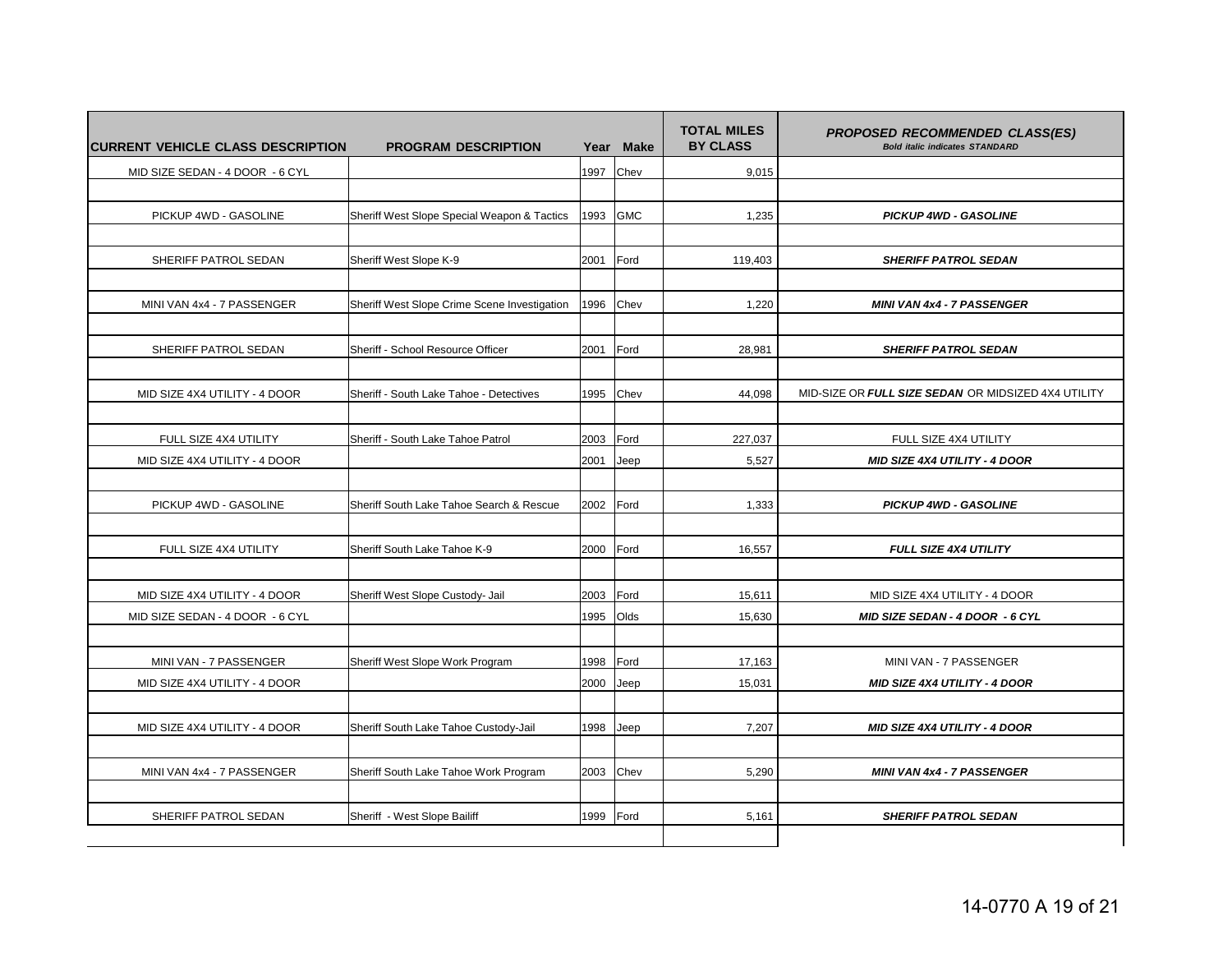| CURRENT VEHICLE CLASS DESCRIPTION | PROGRAM DESCRIPTION | Year | Make | TOTAL MILES BY CLASS | PROPOSED RECOMMENDED CLASS(ES) *Bold italic indicates STANDARD* |
|---|---|---|---|---|---|
| MID SIZE SEDAN - 4 DOOR - 6 CYL | | 1997 | Chev | 9,015 | |
| | | | | | |
| PICKUP 4WD - GASOLINE | Sheriff West Slope Special Weapon & Tactics | 1993 | GMC | 1,235 | ***PICKUP 4WD - GASOLINE*** |
| | | | | | |
| SHERIFF PATROL SEDAN | Sheriff West Slope K-9 | 2001 | Ford | 119,403 | ***SHERIFF PATROL SEDAN*** |
| | | | | | |
| MINI VAN 4x4 - 7 PASSENGER | Sheriff West Slope Crime Scene Investigation | 1996 | Chev | 1,220 | ***MINI VAN 4x4 - 7 PASSENGER*** |
| | | | | | |
| SHERIFF PATROL SEDAN | Sheriff - School Resource Officer | 2001 | Ford | 28,981 | ***SHERIFF PATROL SEDAN*** |
| | | | | | |
| MID SIZE 4X4 UTILITY - 4 DOOR | Sheriff - South Lake Tahoe - Detectives | 1995 | Chev | 44,098 | MID-SIZE OR ***FULL SIZE SEDAN*** OR MIDSIZED 4X4 UTILITY |
| | | | | | |
| FULL SIZE 4X4 UTILITY | Sheriff - South Lake Tahoe Patrol | 2003 | Ford | 227,037 | FULL SIZE 4X4 UTILITY |
| MID SIZE 4X4 UTILITY - 4 DOOR | | 2001 | Jeep | 5,527 | ***MID SIZE 4X4 UTILITY - 4 DOOR*** |
| | | | | | |
| PICKUP 4WD - GASOLINE | Sheriff South Lake Tahoe Search & Rescue | 2002 | Ford | 1,333 | ***PICKUP 4WD - GASOLINE*** |
| | | | | | |
| FULL SIZE 4X4 UTILITY | Sheriff South Lake Tahoe K-9 | 2000 | Ford | 16,557 | ***FULL SIZE 4X4 UTILITY*** |
| | | | | | |
| MID SIZE 4X4 UTILITY - 4 DOOR | Sheriff West Slope Custody- Jail | 2003 | Ford | 15,611 | MID SIZE 4X4 UTILITY - 4 DOOR |
| MID SIZE SEDAN - 4 DOOR - 6 CYL | | 1995 | Olds | 15,630 | ***MID SIZE SEDAN - 4 DOOR - 6 CYL*** |
| | | | | | |
| MINI VAN - 7 PASSENGER | Sheriff West Slope Work Program | 1998 | Ford | 17,163 | MINI VAN - 7 PASSENGER |
| MID SIZE 4X4 UTILITY - 4 DOOR | | 2000 | Jeep | 15,031 | ***MID SIZE 4X4 UTILITY - 4 DOOR*** |
| | | | | | |
| MID SIZE 4X4 UTILITY - 4 DOOR | Sheriff South Lake Tahoe Custody-Jail | 1998 | Jeep | 7,207 | ***MID SIZE 4X4 UTILITY - 4 DOOR*** |
| | | | | | |
| MINI VAN 4x4 - 7 PASSENGER | Sheriff South Lake Tahoe Work Program | 2003 | Chev | 5,290 | ***MINI VAN 4x4 - 7 PASSENGER*** |
| | | | | | |
| SHERIFF PATROL SEDAN | Sheriff - West Slope Bailiff | 1999 | Ford | 5,161 | ***SHERIFF PATROL SEDAN*** |
| | | | | | |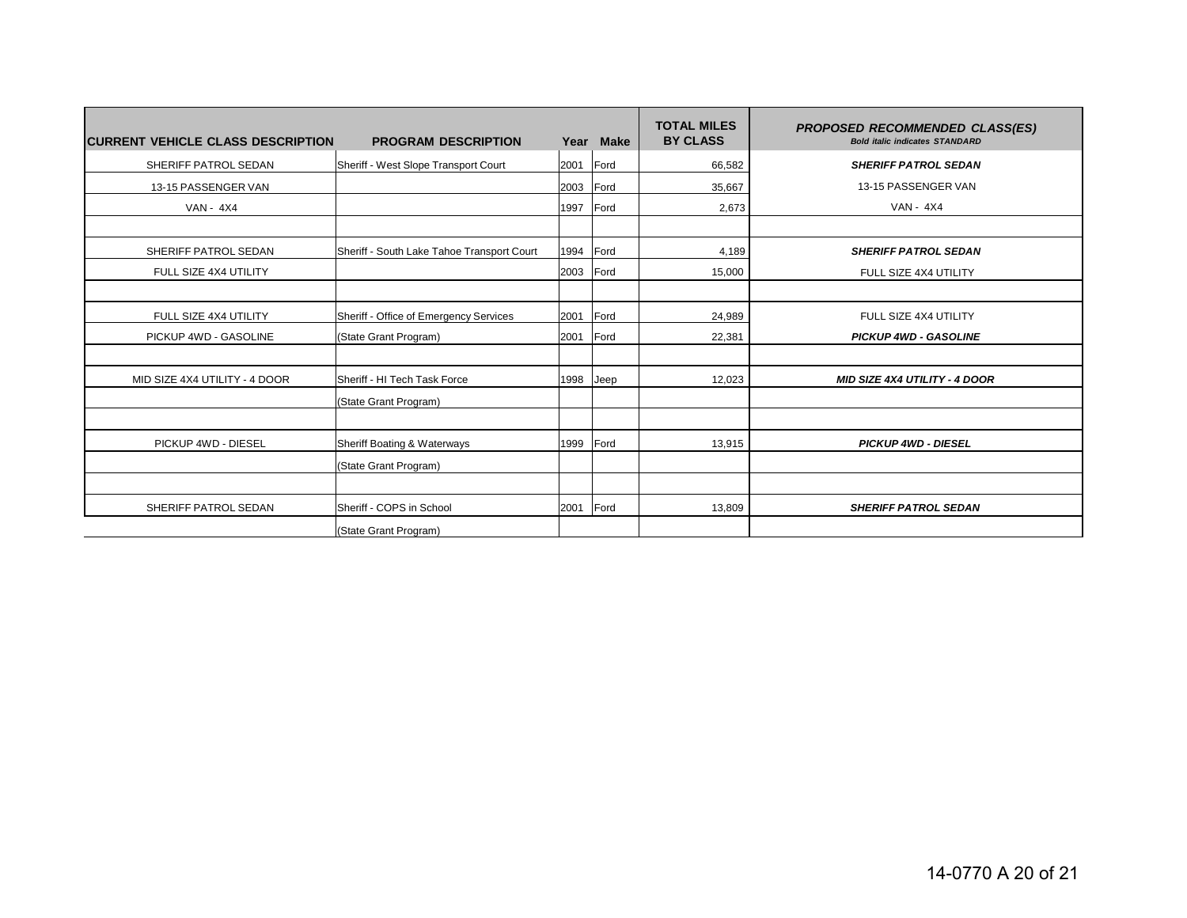| CURRENT VEHICLE CLASS DESCRIPTION | PROGRAM DESCRIPTION | Year | Make | TOTAL MILES BY CLASS | *PROPOSED RECOMMENDED CLASS(ES)* *Bold italic indicates STANDARD* |
|---|---|---|---|---|---|
| SHERIFF PATROL SEDAN | Sheriff - West Slope Transport Court | 2001 | Ford | 66,582 | ***SHERIFF PATROL SEDAN*** |
| 13-15 PASSENGER VAN | | 2003 | Ford | 35,667 | 13-15 PASSENGER VAN |
| VAN - 4X4 | | 1997 | Ford | 2,673 | VAN - 4X4 |
| | | | | | |
| SHERIFF PATROL SEDAN | Sheriff - South Lake Tahoe Transport Court | 1994 | Ford | 4,189 | ***SHERIFF PATROL SEDAN*** |
| FULL SIZE 4X4 UTILITY | | 2003 | Ford | 15,000 | FULL SIZE 4X4 UTILITY |
| | | | | | |
| FULL SIZE 4X4 UTILITY | Sheriff - Office of Emergency Services | 2001 | Ford | 24,989 | FULL SIZE 4X4 UTILITY |
| PICKUP 4WD - GASOLINE | (State Grant Program) | 2001 | Ford | 22,381 | ***PICKUP 4WD - GASOLINE*** |
| | | | | | |
| MID SIZE 4X4 UTILITY - 4 DOOR | Sheriff - HI Tech Task Force | 1998 | Jeep | 12,023 | ***MID SIZE 4X4 UTILITY - 4 DOOR*** |
| | (State Grant Program) | | | | |
| | | | | | |
| PICKUP 4WD - DIESEL | Sheriff Boating & Waterways | 1999 | Ford | 13,915 | ***PICKUP 4WD - DIESEL*** |
| | (State Grant Program) | | | | |
| | | | | | |
| SHERIFF PATROL SEDAN | Sheriff - COPS in School | 2001 | Ford | 13,809 | ***SHERIFF PATROL SEDAN*** |
| | (State Grant Program) | | | | |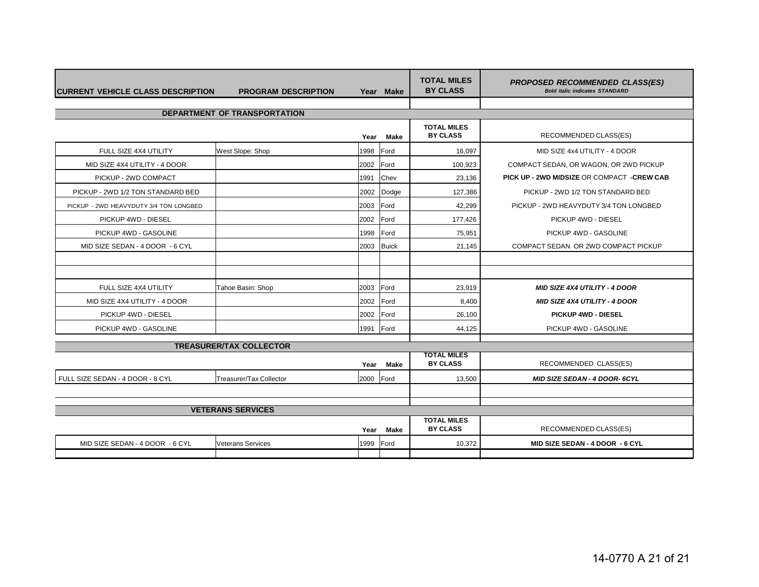| CURRENT VEHICLE CLASS DESCRIPTION | PROGRAM DESCRIPTION | Year | Make | TOTAL MILES BY CLASS | PROPOSED RECOMMENDED CLASS(ES) *Bold italic indicates STANDARD* |
|---|---|---|---|---|---|
| | **DEPARTMENT OF TRANSPORTATION** | | | | |
| | | **Year** | **Make** | **TOTAL MILES BY CLASS** | RECOMMENDED CLASS(ES) |
| FULL SIZE 4X4 UTILITY | West Slope: Shop | 1998 | Ford | 16,097 | MID SIZE 4x4 UTILITY - 4 DOOR |
| MID SIZE 4X4 UTILITY - 4 DOOR | | 2002 | Ford | 100,923 | COMPACT SEDAN, OR WAGON, OR 2WD PICKUP |
| PICKUP - 2WD COMPACT | | 1991 | Chev | 23,136 | **PICK UP - 2WD MIDSIZE** OR COMPACT **-CREW CAB** |
| PICKUP - 2WD 1/2 TON STANDARD BED | | 2002 | Dodge | 127,386 | PICKUP - 2WD 1/2 TON STANDARD BED |
| PICKUP - 2WD HEAVYDUTY 3/4 TON LONGBED | | 2003 | Ford | 42,299 | PICKUP - 2WD HEAVYDUTY 3/4 TON LONGBED |
| PICKUP 4WD - DIESEL | | 2002 | Ford | 177,426 | PICKUP 4WD - DIESEL |
| PICKUP 4WD - GASOLINE | | 1998 | Ford | 75,951 | PICKUP 4WD - GASOLINE |
| MID SIZE SEDAN - 4 DOOR - 6 CYL | | 2003 | Buick | 21,145 | COMPACT SEDAN OR 2WD COMPACT PICKUP |
| | | | | | |
| | | | | | |
| FULL SIZE 4X4 UTILITY | Tahoe Basin: Shop | 2003 | Ford | 23,919 | ***MID SIZE 4X4 UTILITY - 4 DOOR*** |
| MID SIZE 4X4 UTILITY - 4 DOOR | | 2002 | Ford | 8,400 | ***MID SIZE 4X4 UTILITY - 4 DOOR*** |
| PICKUP 4WD - DIESEL | | 2002 | Ford | 26,100 | **PICKUP 4WD - DIESEL** |
| PICKUP 4WD - GASOLINE | | 1991 | Ford | 44,125 | PICKUP 4WD - GASOLINE |
| | **TREASURER/TAX COLLECTOR** | | | | |
| | | **Year** | **Make** | **TOTAL MILES BY CLASS** | RECOMMENDED CLASS(ES) |
| FULL SIZE SEDAN - 4 DOOR - 8 CYL | Treasurer/Tax Collector | 2000 | Ford | 13,500 | ***MID SIZE SEDAN - 4 DOOR- 6CYL*** |
| | | | | | |
| | **VETERANS SERVICES** | | | | |
| | | **Year** | **Make** | **TOTAL MILES BY CLASS** | RECOMMENDED CLASS(ES) |
| MID SIZE SEDAN - 4 DOOR - 6 CYL | Veterans Services | 1999 | Ford | 10,372 | **MID SIZE SEDAN - 4 DOOR - 6 CYL** |